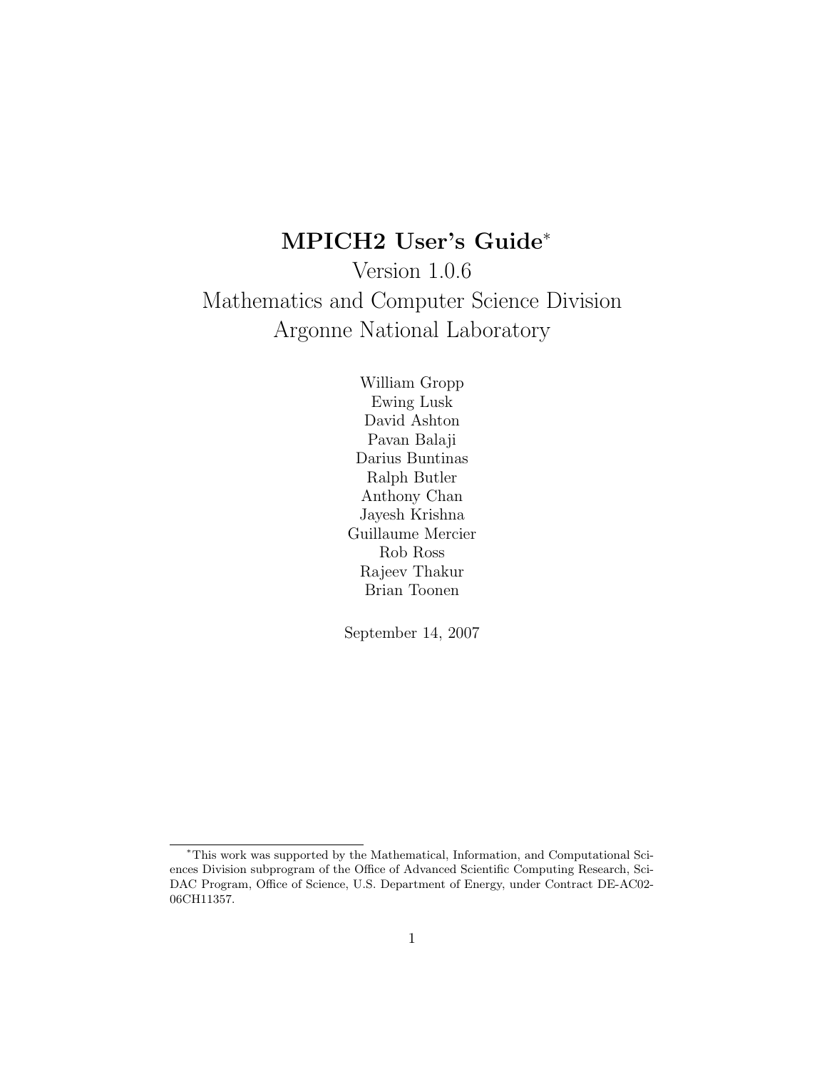# MPICH2 User's Guide*

Version 1.0.6

Mathematics and Computer Science Division

Argonne National Laboratory

William Gropp

Ewing Lusk

David Ashton

Pavan Balaji

Darius Buntinas

Ralph Butler

Anthony Chan

Jayesh Krishna

Guillaume Mercier

Rob Ross

Rajeev Thakur

Brian Toonen

September 14, 2007

*This work was supported by the Mathematical, Information, and Computational Sciences Division subprogram of the Office of Advanced Scientific Computing Research, SciDAC Program, Office of Science, U.S. Department of Energy, under Contract DE-AC02-06CH11357.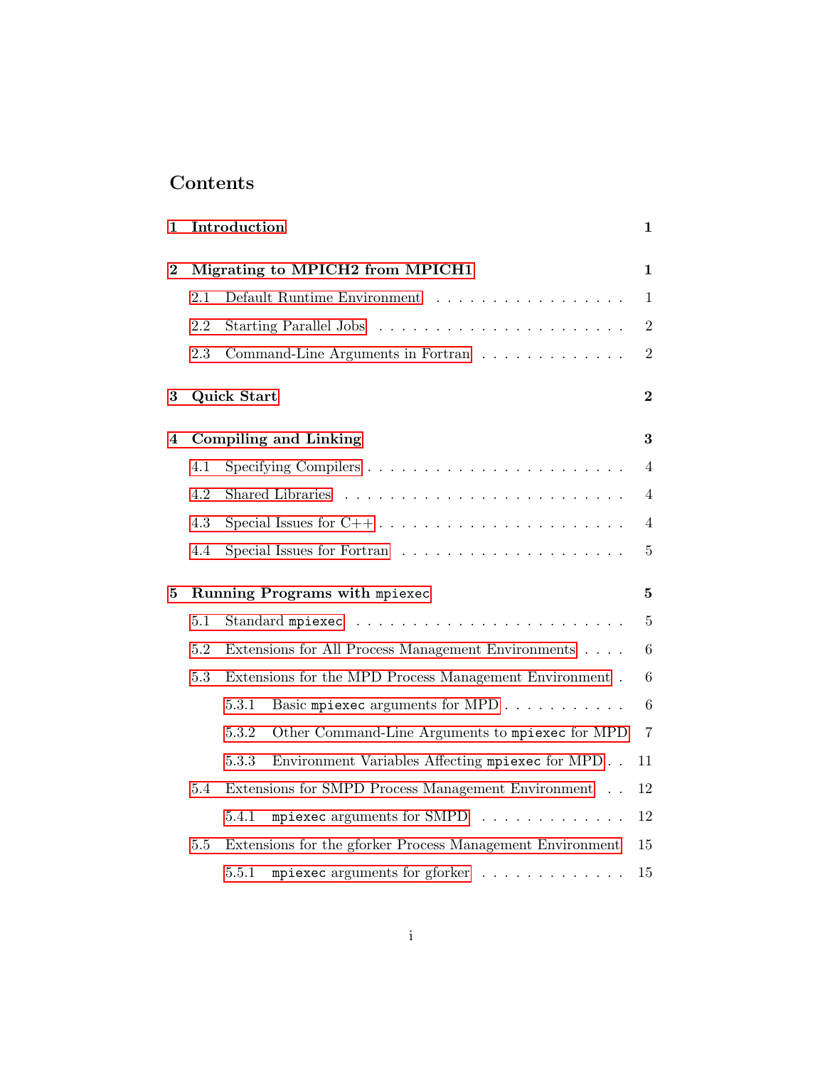# Contents

**1 Introduction** **1**

**2 Migrating to MPICH2 from MPICH1** **1**

- 2.1 Default Runtime Environment . . . . . . . . . . . . . . . . . . 1
- 2.2 Starting Parallel Jobs . . . . . . . . . . . . . . . . . . . . . . 2
- 2.3 Command-Line Arguments in Fortran . . . . . . . . . . . . . 2

**3 Quick Start** **2**

**4 Compiling and Linking** **3**

- 4.1 Specifying Compilers . . . . . . . . . . . . . . . . . . . . . . . 4
- 4.2 Shared Libraries . . . . . . . . . . . . . . . . . . . . . . . . . 4
- 4.3 Special Issues for C++ . . . . . . . . . . . . . . . . . . . . . . 4
- 4.4 Special Issues for Fortran . . . . . . . . . . . . . . . . . . . . 5

**5 Running Programs with `mpiexec`** **5**

- 5.1 Standard `mpiexec` . . . . . . . . . . . . . . . . . . . . . . . . 5
- 5.2 Extensions for All Process Management Environments . . . . 6
- 5.3 Extensions for the MPD Process Management Environment . 6
  - 5.3.1 Basic `mpiexec` arguments for MPD . . . . . . . . . . . 6
  - 5.3.2 Other Command-Line Arguments to `mpiexec` for MPD 7
  - 5.3.3 Environment Variables Affecting `mpiexec` for MPD . . 11
- 5.4 Extensions for SMPD Process Management Environment . . 12
  - 5.4.1 `mpiexec` arguments for SMPD . . . . . . . . . . . . . 12
- 5.5 Extensions for the gforker Process Management Environment 15
  - 5.5.1 `mpiexec` arguments for gforker . . . . . . . . . . . . . 15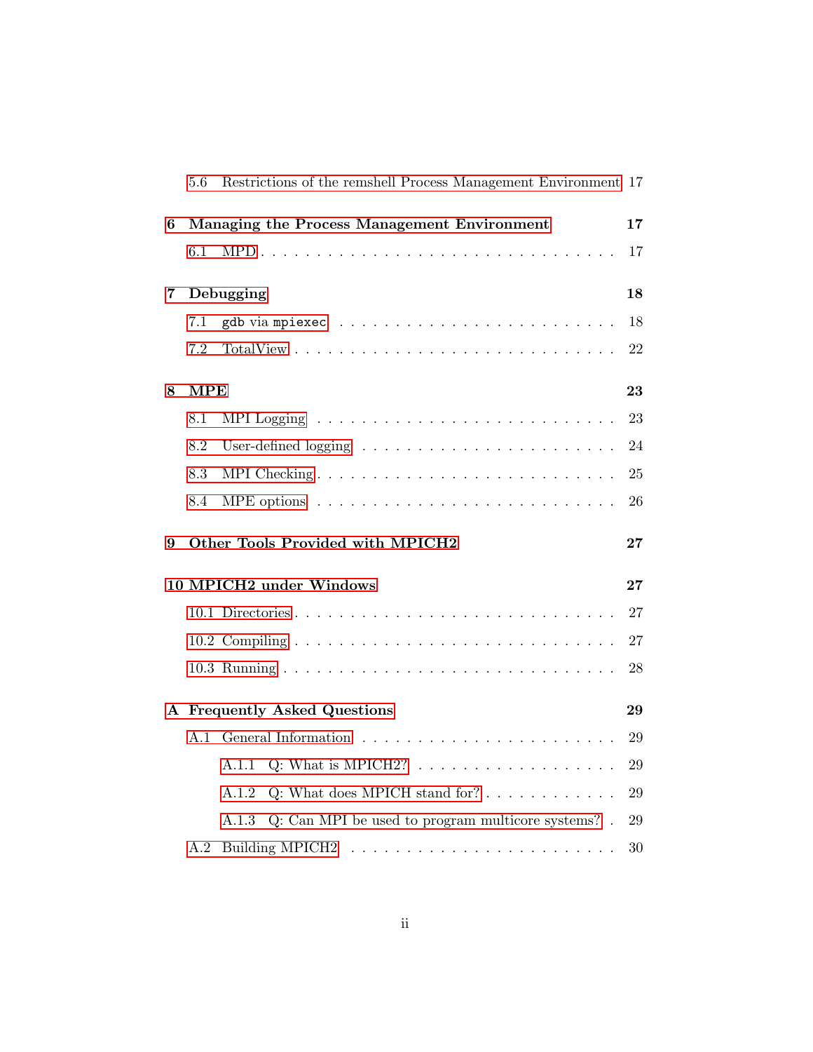5.6 Restrictions of the remshell Process Management Environment 17

**6 Managing the Process Management Environment** **17**

6.1 MPD . . . . . . . . . . . . . . . . . . . . . . . . . . . . . . . 17

**7 Debugging** **18**

7.1 `gdb` via `mpiexec` . . . . . . . . . . . . . . . . . . . . . . . . 18

7.2 TotalView . . . . . . . . . . . . . . . . . . . . . . . . . . . . . 22

**8 MPE** **23**

8.1 MPI Logging . . . . . . . . . . . . . . . . . . . . . . . . . . . 23

8.2 User-defined logging . . . . . . . . . . . . . . . . . . . . . . . 24

8.3 MPI Checking . . . . . . . . . . . . . . . . . . . . . . . . . . . 25

8.4 MPE options . . . . . . . . . . . . . . . . . . . . . . . . . . . 26

**9 Other Tools Provided with MPICH2** **27**

**10 MPICH2 under Windows** **27**

10.1 Directories . . . . . . . . . . . . . . . . . . . . . . . . . . . . 27

10.2 Compiling . . . . . . . . . . . . . . . . . . . . . . . . . . . . 27

10.3 Running . . . . . . . . . . . . . . . . . . . . . . . . . . . . . 28

**A Frequently Asked Questions** **29**

A.1 General Information . . . . . . . . . . . . . . . . . . . . . . . 29

A.1.1 Q: What is MPICH2? . . . . . . . . . . . . . . . . . . . 29

A.1.2 Q: What does MPICH stand for? . . . . . . . . . . . . . 29

A.1.3 Q: Can MPI be used to program multicore systems? . 29

A.2 Building MPICH2 . . . . . . . . . . . . . . . . . . . . . . . . 30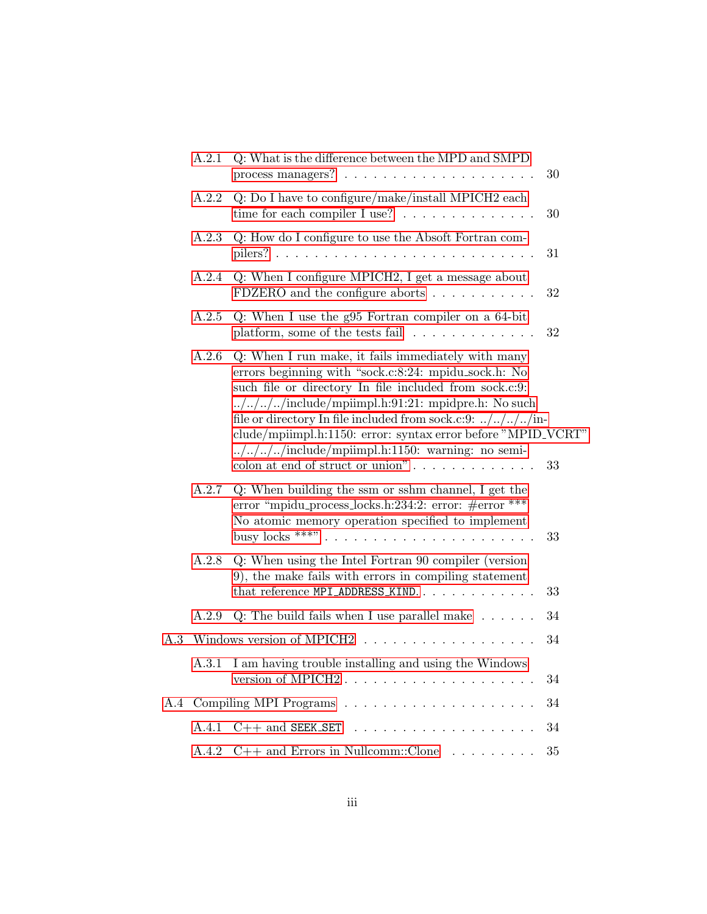- A.2.1 Q: What is the difference between the MPD and SMPD process managers? . . . . . . . . . . . . . . . . . . . . . 30
- A.2.2 Q: Do I have to configure/make/install MPICH2 each time for each compiler I use? . . . . . . . . . . . . . . . 30
- A.2.3 Q: How do I configure to use the Absoft Fortran compilers? . . . . . . . . . . . . . . . . . . . . . . . . . . . 31
- A.2.4 Q: When I configure MPICH2, I get a message about FDZERO and the configure aborts . . . . . . . . . . . 32
- A.2.5 Q: When I use the g95 Fortran compiler on a 64-bit platform, some of the tests fail . . . . . . . . . . . . . . 32
- A.2.6 Q: When I run make, it fails immediately with many errors beginning with "sock.c:8:24: mpidu_sock.h: No such file or directory In file included from sock.c:9: ../../../../include/mpiimpl.h:91:21: mpidpre.h: No such file or directory In file included from sock.c:9: ../../../../include/mpiimpl.h:1150: error: syntax error before "MPID_VCRT" ../../../../include/mpiimpl.h:1150: warning: no semicolon at end of struct or union" . . . . . . . . . . . . . . 33
- A.2.7 Q: When building the ssm or sshm channel, I get the error "mpidu_process_locks.h:234:2: error: #error *** No atomic memory operation specified to implement busy locks ***" . . . . . . . . . . . . . . . . . . . . . . 33
- A.2.8 Q: When using the Intel Fortran 90 compiler (version 9), the make fails with errors in compiling statement that reference `MPI_ADDRESS_KIND`. . . . . . . . . . . . . . 33
- A.2.9 Q: The build fails when I use parallel make . . . . . . 34

A.3 Windows version of MPICH2 . . . . . . . . . . . . . . . . . . . 34

- A.3.1 I am having trouble installing and using the Windows version of MPICH2 . . . . . . . . . . . . . . . . . . . . . 34

A.4 Compiling MPI Programs . . . . . . . . . . . . . . . . . . . . . 34

- A.4.1 C++ and `SEEK_SET` . . . . . . . . . . . . . . . . . . . . 34
- A.4.2 C++ and Errors in Nullcomm::Clone . . . . . . . . . . 35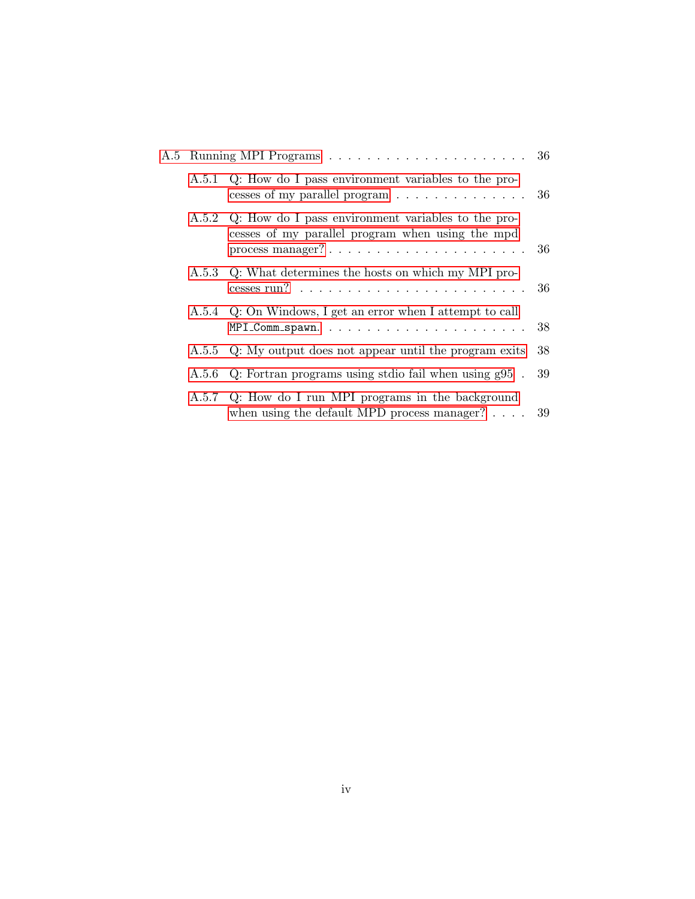A.5 Running MPI Programs . . . . . . . . . . . . . . . . . . . . . . . 36

A.5.1 Q: How do I pass environment variables to the processes of my parallel program . . . . . . . . . . . . . . . 36

A.5.2 Q: How do I pass environment variables to the processes of my parallel program when using the mpd process manager? . . . . . . . . . . . . . . . . . . . . . 36

A.5.3 Q: What determines the hosts on which my MPI processes run? . . . . . . . . . . . . . . . . . . . . . . . . . 36

A.5.4 Q: On Windows, I get an error when I attempt to call `MPI_Comm_spawn`. . . . . . . . . . . . . . . . . . . . . . . 38

A.5.5 Q: My output does not appear until the program exits 38

A.5.6 Q: Fortran programs using stdio fail when using g95 . 39

A.5.7 Q: How do I run MPI programs in the background when using the default MPD process manager? . . . . 39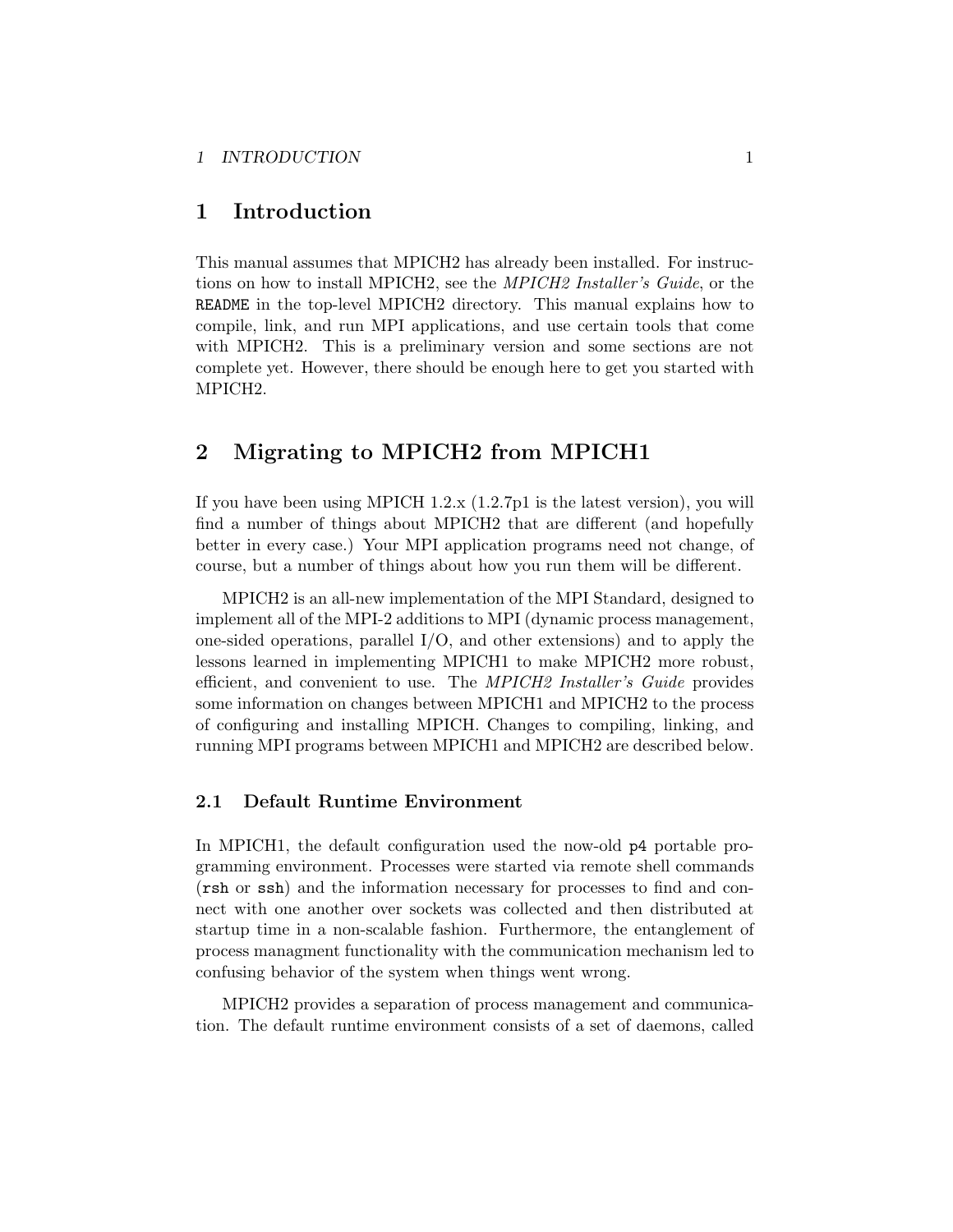# 1 Introduction

This manual assumes that MPICH2 has already been installed. For instructions on how to install MPICH2, see the *MPICH2 Installer's Guide*, or the `README` in the top-level MPICH2 directory. This manual explains how to compile, link, and run MPI applications, and use certain tools that come with MPICH2. This is a preliminary version and some sections are not complete yet. However, there should be enough here to get you started with MPICH2.

# 2 Migrating to MPICH2 from MPICH1

If you have been using MPICH 1.2.x (1.2.7p1 is the latest version), you will find a number of things about MPICH2 that are different (and hopefully better in every case.) Your MPI application programs need not change, of course, but a number of things about how you run them will be different.

MPICH2 is an all-new implementation of the MPI Standard, designed to implement all of the MPI-2 additions to MPI (dynamic process management, one-sided operations, parallel I/O, and other extensions) and to apply the lessons learned in implementing MPICH1 to make MPICH2 more robust, efficient, and convenient to use. The *MPICH2 Installer's Guide* provides some information on changes between MPICH1 and MPICH2 to the process of configuring and installing MPICH. Changes to compiling, linking, and running MPI programs between MPICH1 and MPICH2 are described below.

## 2.1 Default Runtime Environment

In MPICH1, the default configuration used the now-old `p4` portable programming environment. Processes were started via remote shell commands (`rsh` or `ssh`) and the information necessary for processes to find and connect with one another over sockets was collected and then distributed at startup time in a non-scalable fashion. Furthermore, the entanglement of process managment functionality with the communication mechanism led to confusing behavior of the system when things went wrong.

MPICH2 provides a separation of process management and communication. The default runtime environment consists of a set of daemons, called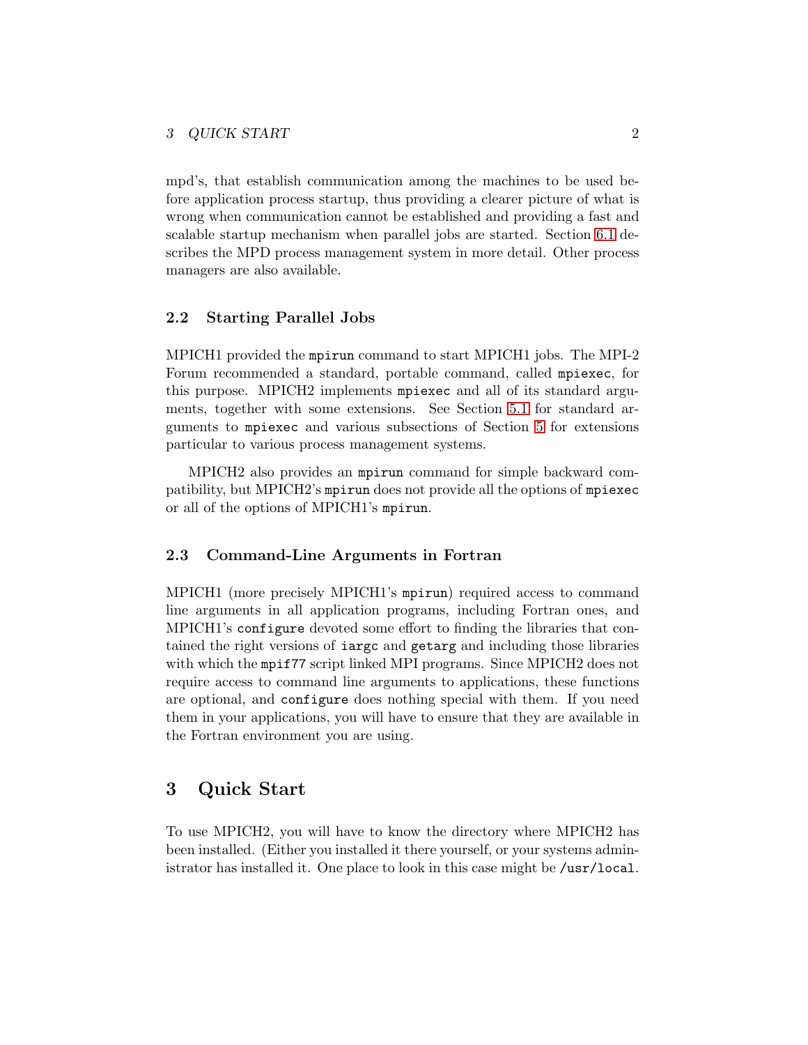mpd's, that establish communication among the machines to be used before application process startup, thus providing a clearer picture of what is wrong when communication cannot be established and providing a fast and scalable startup mechanism when parallel jobs are started. Section 6.1 describes the MPD process management system in more detail. Other process managers are also available.

### 2.2 Starting Parallel Jobs

MPICH1 provided the `mpirun` command to start MPICH1 jobs. The MPI-2 Forum recommended a standard, portable command, called `mpiexec`, for this purpose. MPICH2 implements `mpiexec` and all of its standard arguments, together with some extensions. See Section 5.1 for standard arguments to `mpiexec` and various subsections of Section 5 for extensions particular to various process management systems.

MPICH2 also provides an `mpirun` command for simple backward compatibility, but MPICH2's `mpirun` does not provide all the options of `mpiexec` or all of the options of MPICH1's `mpirun`.

### 2.3 Command-Line Arguments in Fortran

MPICH1 (more precisely MPICH1's `mpirun`) required access to command line arguments in all application programs, including Fortran ones, and MPICH1's `configure` devoted some effort to finding the libraries that contained the right versions of `iargc` and `getarg` and including those libraries with which the `mpif77` script linked MPI programs. Since MPICH2 does not require access to command line arguments to applications, these functions are optional, and `configure` does nothing special with them. If you need them in your applications, you will have to ensure that they are available in the Fortran environment you are using.

## 3 Quick Start

To use MPICH2, you will have to know the directory where MPICH2 has been installed. (Either you installed it there yourself, or your systems administrator has installed it. One place to look in this case might be `/usr/local`.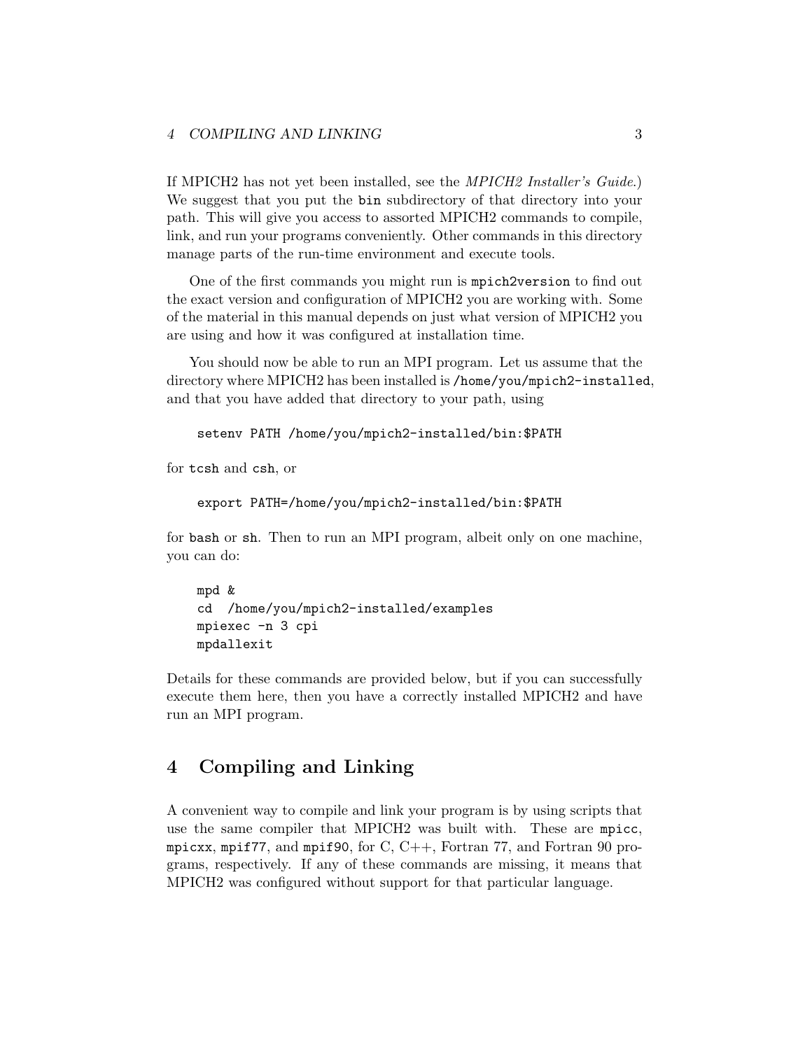If MPICH2 has not yet been installed, see the *MPICH2 Installer's Guide*.) We suggest that you put the `bin` subdirectory of that directory into your path. This will give you access to assorted MPICH2 commands to compile, link, and run your programs conveniently. Other commands in this directory manage parts of the run-time environment and execute tools.

One of the first commands you might run is `mpich2version` to find out the exact version and configuration of MPICH2 you are working with. Some of the material in this manual depends on just what version of MPICH2 you are using and how it was configured at installation time.

You should now be able to run an MPI program. Let us assume that the directory where MPICH2 has been installed is `/home/you/mpich2-installed`, and that you have added that directory to your path, using

```
setenv PATH /home/you/mpich2-installed/bin:$PATH
```

for `tcsh` and `csh`, or

```
export PATH=/home/you/mpich2-installed/bin:$PATH
```

for `bash` or `sh`. Then to run an MPI program, albeit only on one machine, you can do:

```
mpd &
cd  /home/you/mpich2-installed/examples
mpiexec -n 3 cpi
mpdallexit
```

Details for these commands are provided below, but if you can successfully execute them here, then you have a correctly installed MPICH2 and have run an MPI program.

# 4 Compiling and Linking

A convenient way to compile and link your program is by using scripts that use the same compiler that MPICH2 was built with. These are `mpicc`, `mpicxx`, `mpif77`, and `mpif90`, for C, C++, Fortran 77, and Fortran 90 programs, respectively. If any of these commands are missing, it means that MPICH2 was configured without support for that particular language.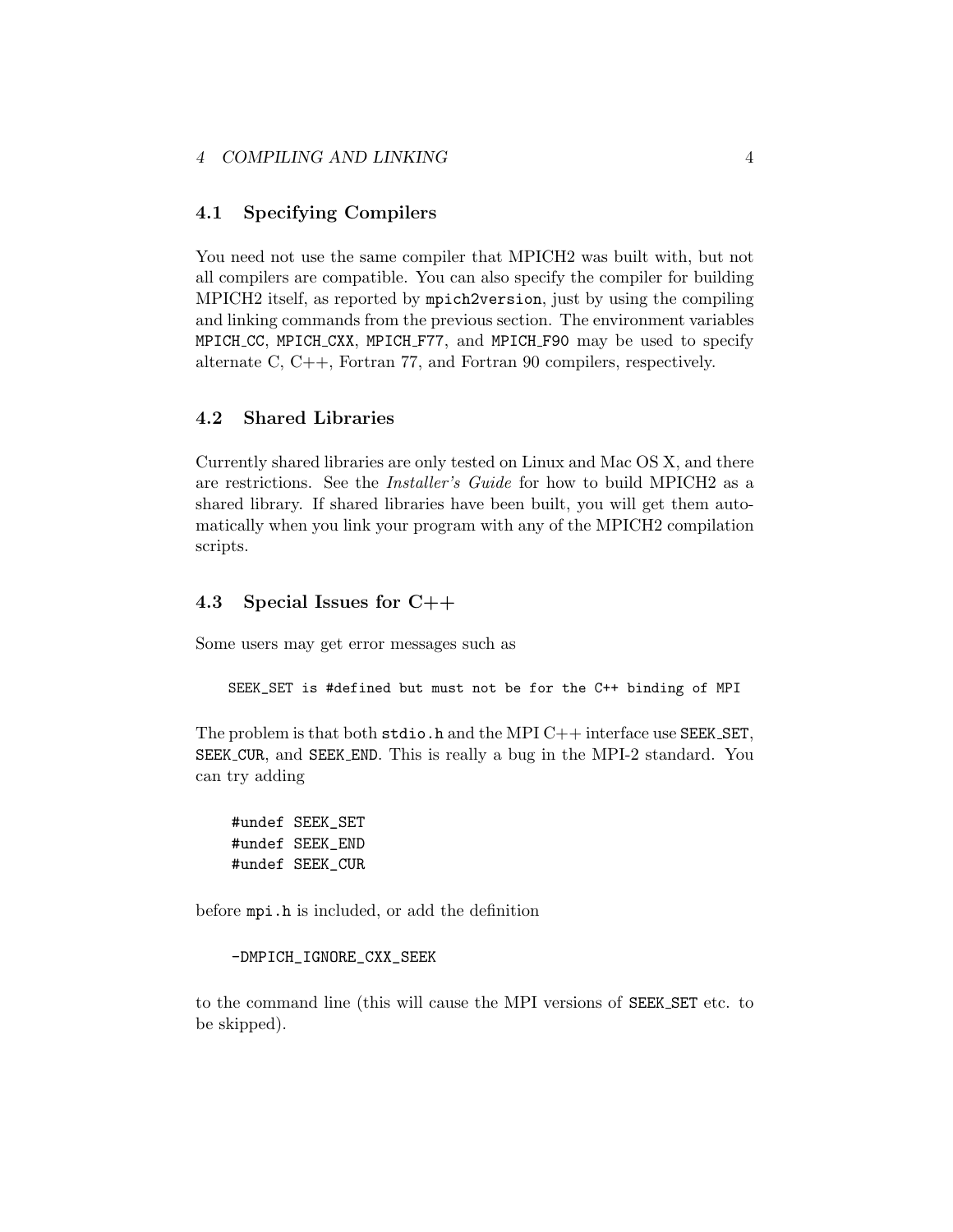## 4.1 Specifying Compilers

You need not use the same compiler that MPICH2 was built with, but not all compilers are compatible. You can also specify the compiler for building MPICH2 itself, as reported by `mpich2version`, just by using the compiling and linking commands from the previous section. The environment variables `MPICH_CC`, `MPICH_CXX`, `MPICH_F77`, and `MPICH_F90` may be used to specify alternate C, C++, Fortran 77, and Fortran 90 compilers, respectively.

## 4.2 Shared Libraries

Currently shared libraries are only tested on Linux and Mac OS X, and there are restrictions. See the *Installer's Guide* for how to build MPICH2 as a shared library. If shared libraries have been built, you will get them automatically when you link your program with any of the MPICH2 compilation scripts.

## 4.3 Special Issues for C++

Some users may get error messages such as

```
SEEK_SET is #defined but must not be for the C++ binding of MPI
```

The problem is that both `stdio.h` and the MPI C++ interface use `SEEK_SET`, `SEEK_CUR`, and `SEEK_END`. This is really a bug in the MPI-2 standard. You can try adding

```
#undef SEEK_SET
#undef SEEK_END
#undef SEEK_CUR
```

before `mpi.h` is included, or add the definition

```
-DMPICH_IGNORE_CXX_SEEK
```

to the command line (this will cause the MPI versions of `SEEK_SET` etc. to be skipped).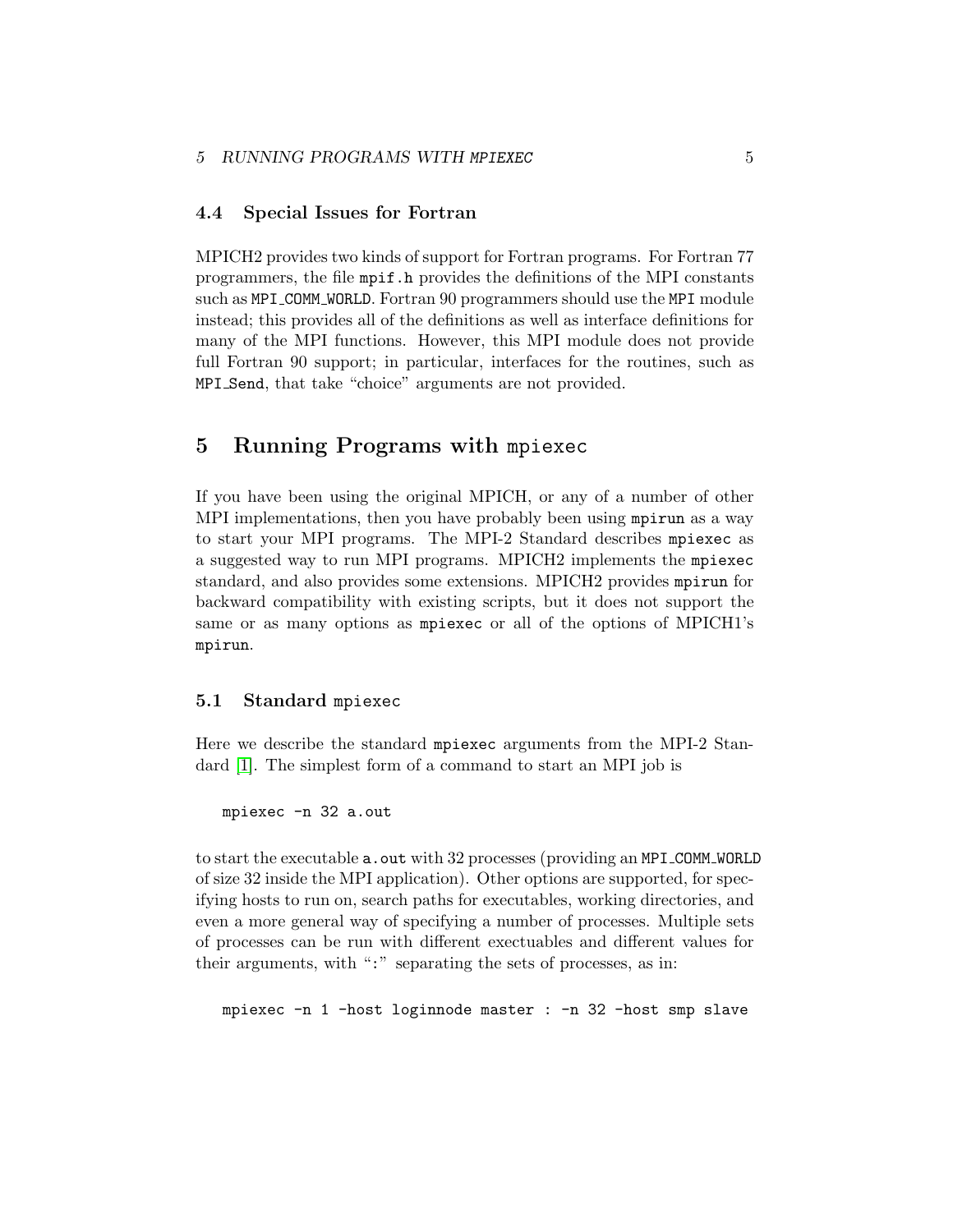### 4.4 Special Issues for Fortran

MPICH2 provides two kinds of support for Fortran programs. For Fortran 77 programmers, the file `mpif.h` provides the definitions of the MPI constants such as `MPI_COMM_WORLD`. Fortran 90 programmers should use the `MPI` module instead; this provides all of the definitions as well as interface definitions for many of the MPI functions. However, this MPI module does not provide full Fortran 90 support; in particular, interfaces for the routines, such as `MPI_Send`, that take "choice" arguments are not provided.

## 5 Running Programs with `mpiexec`

If you have been using the original MPICH, or any of a number of other MPI implementations, then you have probably been using `mpirun` as a way to start your MPI programs. The MPI-2 Standard describes `mpiexec` as a suggested way to run MPI programs. MPICH2 implements the `mpiexec` standard, and also provides some extensions. MPICH2 provides `mpirun` for backward compatibility with existing scripts, but it does not support the same or as many options as `mpiexec` or all of the options of MPICH1's `mpirun`.

### 5.1 Standard `mpiexec`

Here we describe the standard `mpiexec` arguments from the MPI-2 Standard [1]. The simplest form of a command to start an MPI job is

```
mpiexec -n 32 a.out
```

to start the executable `a.out` with 32 processes (providing an `MPI_COMM_WORLD` of size 32 inside the MPI application). Other options are supported, for specifying hosts to run on, search paths for executables, working directories, and even a more general way of specifying a number of processes. Multiple sets of processes can be run with different exectuables and different values for their arguments, with ":" separating the sets of processes, as in:

```
mpiexec -n 1 -host loginnode master : -n 32 -host smp slave
```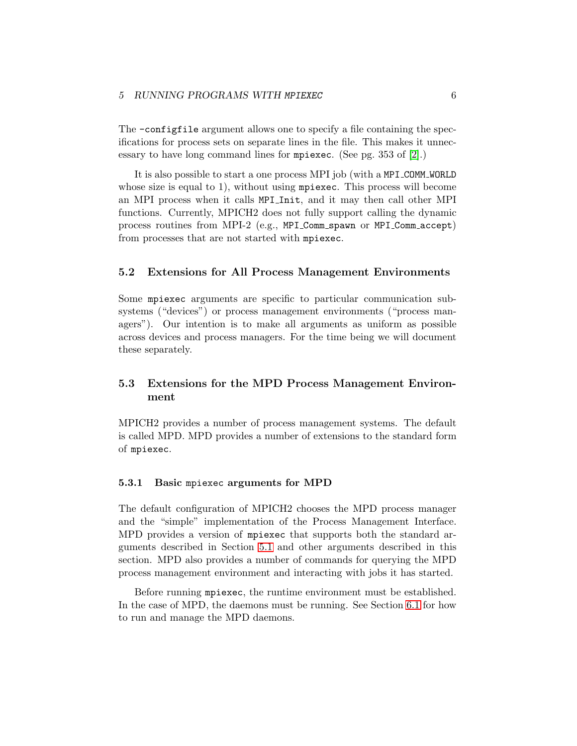The `-configfile` argument allows one to specify a file containing the specifications for process sets on separate lines in the file. This makes it unnecessary to have long command lines for `mpiexec`. (See pg. 353 of [2].)

It is also possible to start a one process MPI job (with a `MPI_COMM_WORLD` whose size is equal to 1), without using `mpiexec`. This process will become an MPI process when it calls `MPI_Init`, and it may then call other MPI functions. Currently, MPICH2 does not fully support calling the dynamic process routines from MPI-2 (e.g., `MPI_Comm_spawn` or `MPI_Comm_accept`) from processes that are not started with `mpiexec`.

## 5.2 Extensions for All Process Management Environments

Some `mpiexec` arguments are specific to particular communication subsystems ("devices") or process management environments ("process managers"). Our intention is to make all arguments as uniform as possible across devices and process managers. For the time being we will document these separately.

## 5.3 Extensions for the MPD Process Management Environment

MPICH2 provides a number of process management systems. The default is called MPD. MPD provides a number of extensions to the standard form of `mpiexec`.

### 5.3.1 Basic `mpiexec` arguments for MPD

The default configuration of MPICH2 chooses the MPD process manager and the "simple" implementation of the Process Management Interface. MPD provides a version of `mpiexec` that supports both the standard arguments described in Section 5.1 and other arguments described in this section. MPD also provides a number of commands for querying the MPD process management environment and interacting with jobs it has started.

Before running `mpiexec`, the runtime environment must be established. In the case of MPD, the daemons must be running. See Section 6.1 for how to run and manage the MPD daemons.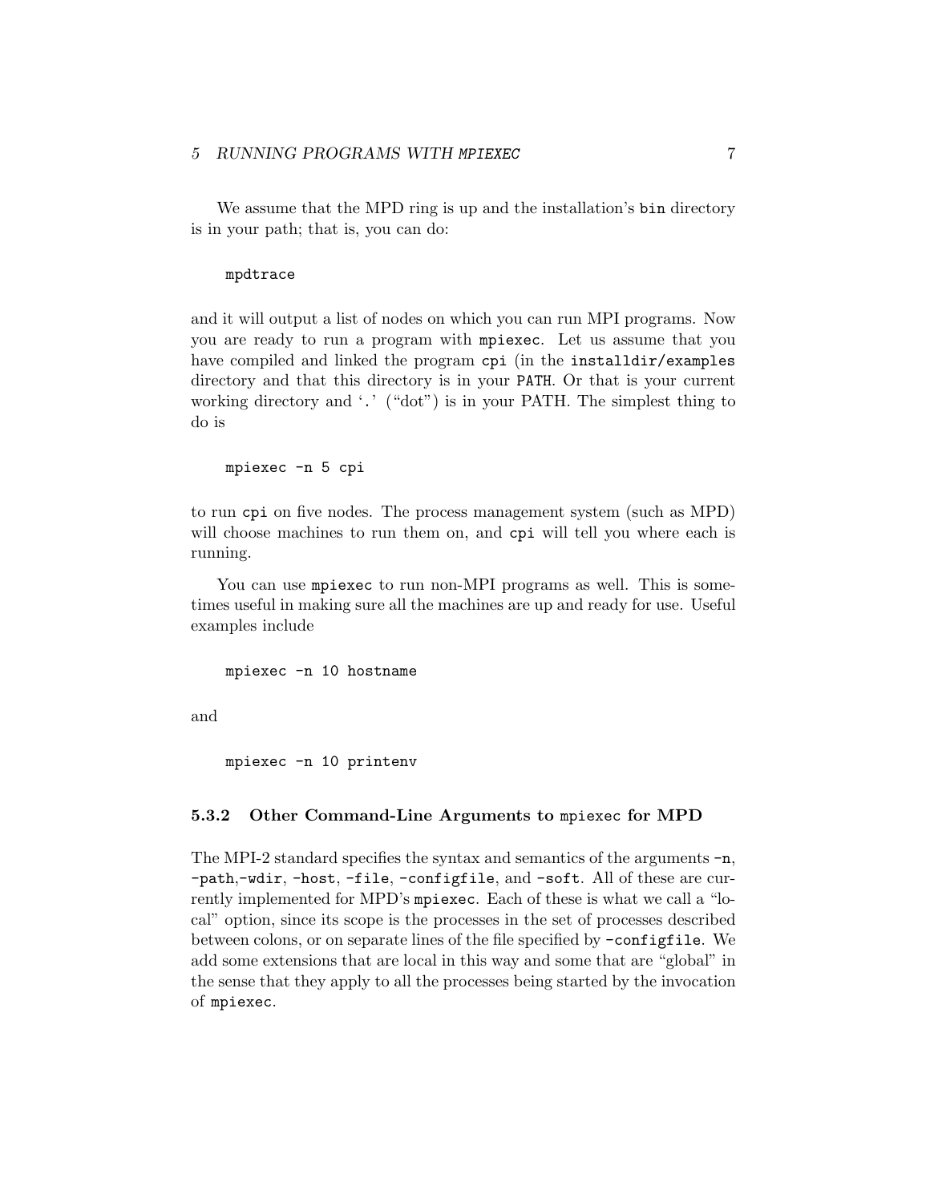We assume that the MPD ring is up and the installation's `bin` directory is in your path; that is, you can do:

```
mpdtrace
```

and it will output a list of nodes on which you can run MPI programs. Now you are ready to run a program with `mpiexec`. Let us assume that you have compiled and linked the program `cpi` (in the `installdir/examples` directory and that this directory is in your `PATH`. Or that is your current working directory and '`.`' ("dot") is in your PATH. The simplest thing to do is

```
mpiexec -n 5 cpi
```

to run `cpi` on five nodes. The process management system (such as MPD) will choose machines to run them on, and `cpi` will tell you where each is running.

You can use `mpiexec` to run non-MPI programs as well. This is sometimes useful in making sure all the machines are up and ready for use. Useful examples include

```
mpiexec -n 10 hostname
```

and

```
mpiexec -n 10 printenv
```

### 5.3.2 Other Command-Line Arguments to `mpiexec` for MPD

The MPI-2 standard specifies the syntax and semantics of the arguments `-n`, `-path`,`-wdir`, `-host`, `-file`, `-configfile`, and `-soft`. All of these are currently implemented for MPD's `mpiexec`. Each of these is what we call a "local" option, since its scope is the processes in the set of processes described between colons, or on separate lines of the file specified by `-configfile`. We add some extensions that are local in this way and some that are "global" in the sense that they apply to all the processes being started by the invocation of `mpiexec`.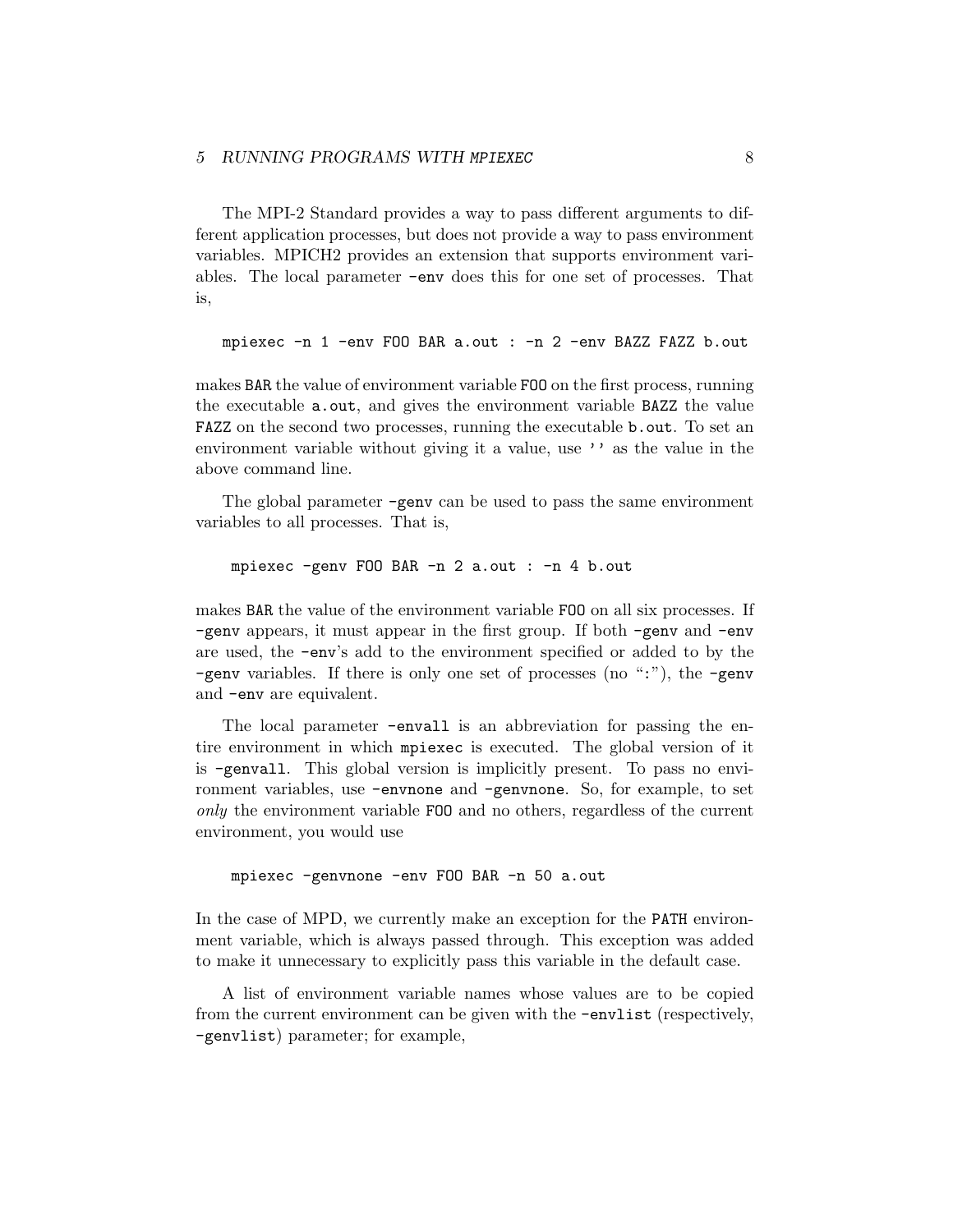The MPI-2 Standard provides a way to pass different arguments to different application processes, but does not provide a way to pass environment variables. MPICH2 provides an extension that supports environment variables. The local parameter `-env` does this for one set of processes. That is,

```
mpiexec -n 1 -env FOO BAR a.out : -n 2 -env BAZZ FAZZ b.out
```

makes `BAR` the value of environment variable `FOO` on the first process, running the executable `a.out`, and gives the environment variable `BAZZ` the value `FAZZ` on the second two processes, running the executable `b.out`. To set an environment variable without giving it a value, use `''` as the value in the above command line.

The global parameter `-genv` can be used to pass the same environment variables to all processes. That is,

```
mpiexec -genv FOO BAR -n 2 a.out : -n 4 b.out
```

makes `BAR` the value of the environment variable `FOO` on all six processes. If `-genv` appears, it must appear in the first group. If both `-genv` and `-env` are used, the `-env`'s add to the environment specified or added to by the `-genv` variables. If there is only one set of processes (no ":"), the `-genv` and `-env` are equivalent.

The local parameter `-envall` is an abbreviation for passing the entire environment in which `mpiexec` is executed. The global version of it is `-genvall`. This global version is implicitly present. To pass no environment variables, use `-envnone` and `-genvnone`. So, for example, to set *only* the environment variable `FOO` and no others, regardless of the current environment, you would use

```
mpiexec -genvnone -env FOO BAR -n 50 a.out
```

In the case of MPD, we currently make an exception for the `PATH` environment variable, which is always passed through. This exception was added to make it unnecessary to explicitly pass this variable in the default case.

A list of environment variable names whose values are to be copied from the current environment can be given with the `-envlist` (respectively, `-genvlist`) parameter; for example,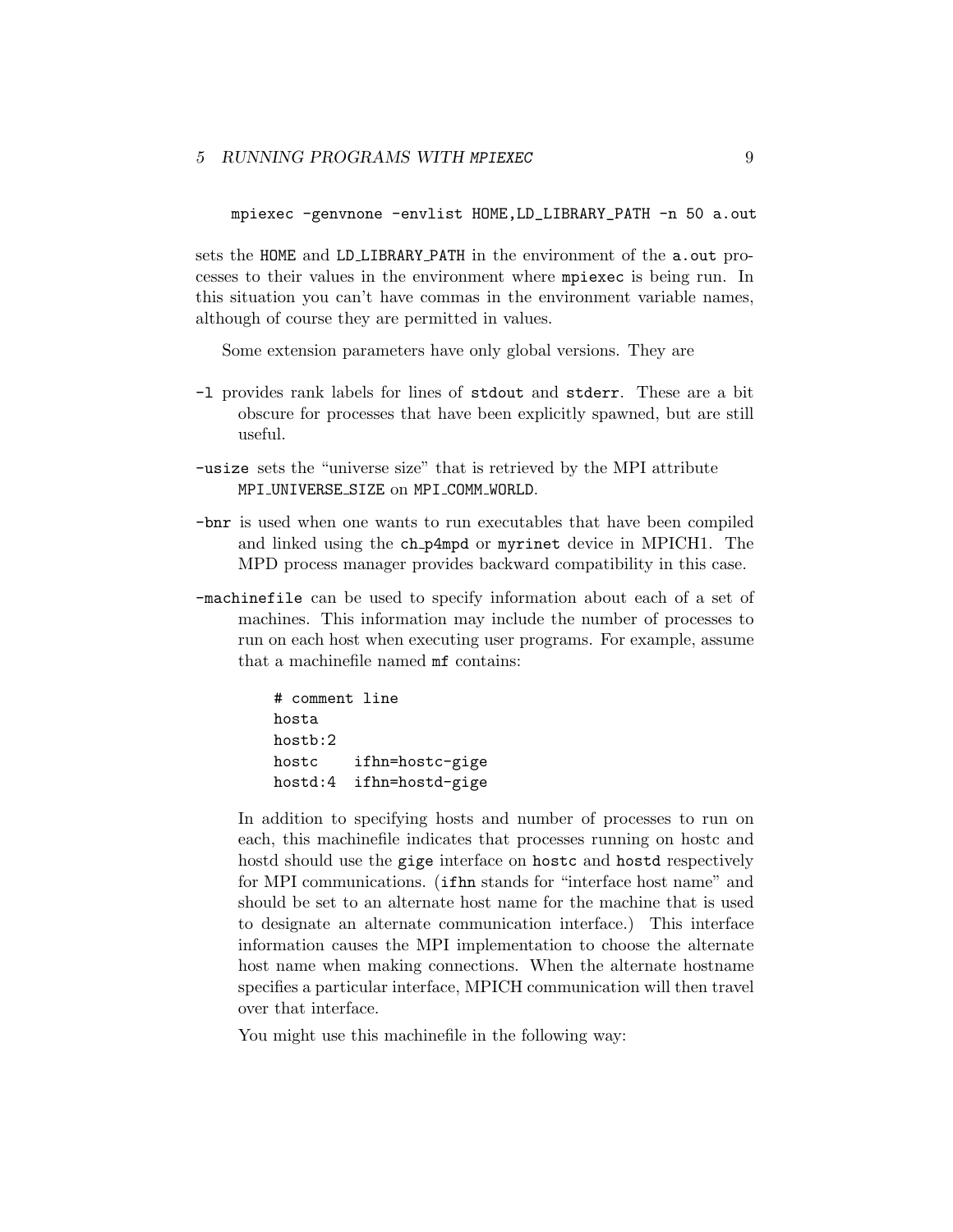```
mpiexec -genvnone -envlist HOME,LD_LIBRARY_PATH -n 50 a.out
```

sets the `HOME` and `LD_LIBRARY_PATH` in the environment of the `a.out` processes to their values in the environment where `mpiexec` is being run. In this situation you can't have commas in the environment variable names, although of course they are permitted in values.

Some extension parameters have only global versions. They are

`-l` provides rank labels for lines of `stdout` and `stderr`. These are a bit obscure for processes that have been explicitly spawned, but are still useful.

`-usize` sets the "universe size" that is retrieved by the MPI attribute `MPI_UNIVERSE_SIZE` on `MPI_COMM_WORLD`.

`-bnr` is used when one wants to run executables that have been compiled and linked using the `ch_p4mpd` or `myrinet` device in MPICH1. The MPD process manager provides backward compatibility in this case.

`-machinefile` can be used to specify information about each of a set of machines. This information may include the number of processes to run on each host when executing user programs. For example, assume that a machinefile named `mf` contains:

```
# comment line
hosta
hostb:2
hostc    ifhn=hostc-gige
hostd:4  ifhn=hostd-gige
```

In addition to specifying hosts and number of processes to run on each, this machinefile indicates that processes running on hostc and hostd should use the `gige` interface on `hostc` and `hostd` respectively for MPI communications. (`ifhn` stands for "interface host name" and should be set to an alternate host name for the machine that is used to designate an alternate communication interface.) This interface information causes the MPI implementation to choose the alternate host name when making connections. When the alternate hostname specifies a particular interface, MPICH communication will then travel over that interface.

You might use this machinefile in the following way: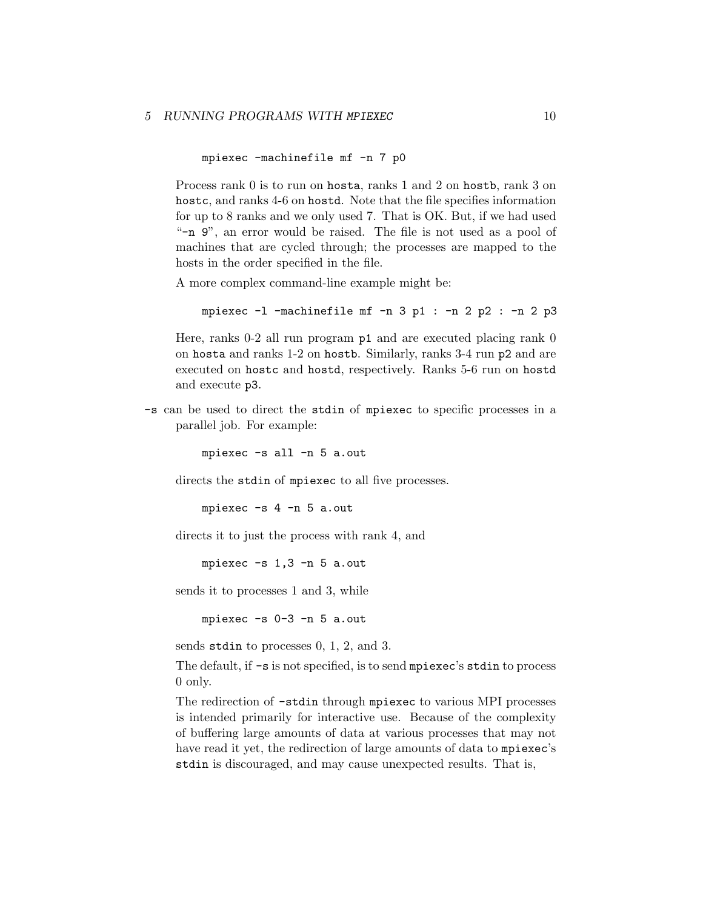```
mpiexec -machinefile mf -n 7 p0
```

Process rank 0 is to run on `hosta`, ranks 1 and 2 on `hostb`, rank 3 on `hostc`, and ranks 4-6 on `hostd`. Note that the file specifies information for up to 8 ranks and we only used 7. That is OK. But, if we had used "`-n 9`", an error would be raised. The file is not used as a pool of machines that are cycled through; the processes are mapped to the hosts in the order specified in the file.

A more complex command-line example might be:

```
mpiexec -l -machinefile mf -n 3 p1 : -n 2 p2 : -n 2 p3
```

Here, ranks 0-2 all run program `p1` and are executed placing rank 0 on `hosta` and ranks 1-2 on `hostb`. Similarly, ranks 3-4 run `p2` and are executed on `hostc` and `hostd`, respectively. Ranks 5-6 run on `hostd` and execute `p3`.

**`-s`** can be used to direct the `stdin` of `mpiexec` to specific processes in a parallel job. For example:

```
mpiexec -s all -n 5 a.out
```

directs the `stdin` of `mpiexec` to all five processes.

```
mpiexec -s 4 -n 5 a.out
```

directs it to just the process with rank 4, and

```
mpiexec -s 1,3 -n 5 a.out
```

sends it to processes 1 and 3, while

```
mpiexec -s 0-3 -n 5 a.out
```

sends `stdin` to processes 0, 1, 2, and 3.

The default, if `-s` is not specified, is to send `mpiexec`'s `stdin` to process 0 only.

The redirection of `-stdin` through `mpiexec` to various MPI processes is intended primarily for interactive use. Because of the complexity of buffering large amounts of data at various processes that may not have read it yet, the redirection of large amounts of data to `mpiexec`'s `stdin` is discouraged, and may cause unexpected results. That is,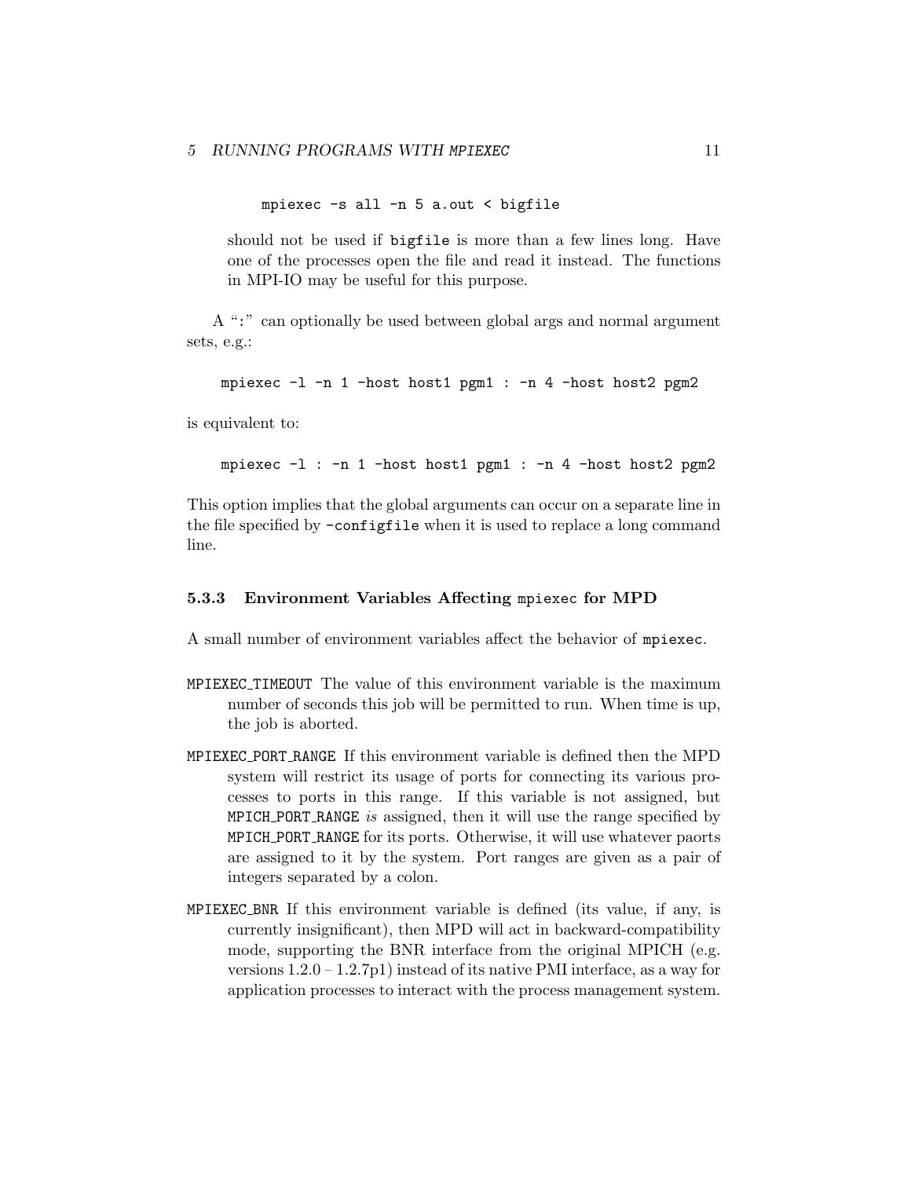```
mpiexec -s all -n 5 a.out < bigfile
```

should not be used if `bigfile` is more than a few lines long. Have one of the processes open the file and read it instead. The functions in MPI-IO may be useful for this purpose.

A ":" can optionally be used between global args and normal argument sets, e.g.:

```
mpiexec -l -n 1 -host host1 pgm1 : -n 4 -host host2 pgm2
```

is equivalent to:

```
mpiexec -l : -n 1 -host host1 pgm1 : -n 4 -host host2 pgm2
```

This option implies that the global arguments can occur on a separate line in the file specified by `-configfile` when it is used to replace a long command line.

### 5.3.3 Environment Variables Affecting `mpiexec` for MPD

A small number of environment variables affect the behavior of `mpiexec`.

`MPIEXEC_TIMEOUT` The value of this environment variable is the maximum number of seconds this job will be permitted to run. When time is up, the job is aborted.

`MPIEXEC_PORT_RANGE` If this environment variable is defined then the MPD system will restrict its usage of ports for connecting its various processes to ports in this range. If this variable is not assigned, but `MPICH_PORT_RANGE` *is* assigned, then it will use the range specified by `MPICH_PORT_RANGE` for its ports. Otherwise, it will use whatever paorts are assigned to it by the system. Port ranges are given as a pair of integers separated by a colon.

`MPIEXEC_BNR` If this environment variable is defined (its value, if any, is currently insignificant), then MPD will act in backward-compatibility mode, supporting the BNR interface from the original MPICH (e.g. versions 1.2.0 – 1.2.7p1) instead of its native PMI interface, as a way for application processes to interact with the process management system.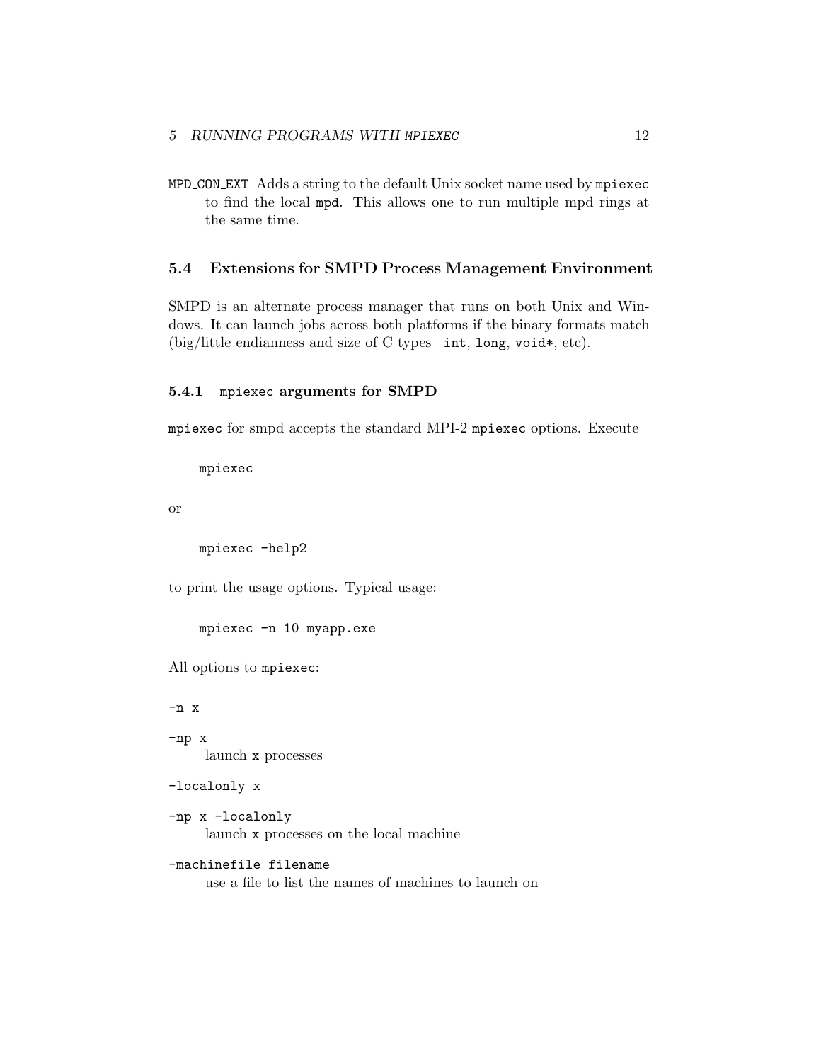`MPD_CON_EXT` Adds a string to the default Unix socket name used by `mpiexec` to find the local `mpd`. This allows one to run multiple mpd rings at the same time.

### 5.4 Extensions for SMPD Process Management Environment

SMPD is an alternate process manager that runs on both Unix and Windows. It can launch jobs across both platforms if the binary formats match (big/little endianness and size of C types– `int`, `long`, `void*`, etc).

#### 5.4.1 `mpiexec` arguments for SMPD

`mpiexec` for smpd accepts the standard MPI-2 `mpiexec` options. Execute

```
mpiexec
```

or

```
mpiexec -help2
```

to print the usage options. Typical usage:

```
mpiexec -n 10 myapp.exe
```

All options to `mpiexec`:

`-n x`

`-np x`
: launch `x` processes

`-localonly x`

`-np x -localonly`
: launch `x` processes on the local machine

`-machinefile filename`
: use a file to list the names of machines to launch on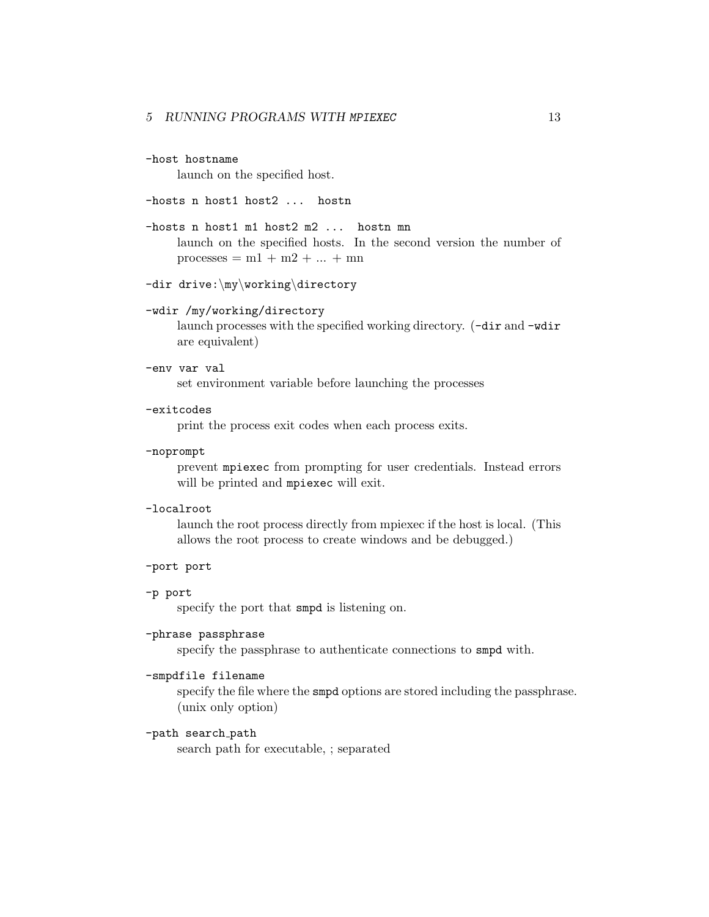`-host hostname`
: launch on the specified host.

`-hosts n host1 host2 ... hostn`

`-hosts n host1 m1 host2 m2 ... hostn mn`
: launch on the specified hosts. In the second version the number of processes = m1 + m2 + ... + mn

`-dir drive:\my\working\directory`

`-wdir /my/working/directory`
: launch processes with the specified working directory. (`-dir` and `-wdir` are equivalent)

`-env var val`
: set environment variable before launching the processes

`-exitcodes`
: print the process exit codes when each process exits.

`-noprompt`
: prevent `mpiexec` from prompting for user credentials. Instead errors will be printed and `mpiexec` will exit.

`-localroot`
: launch the root process directly from mpiexec if the host is local. (This allows the root process to create windows and be debugged.)

`-port port`

`-p port`
: specify the port that `smpd` is listening on.

`-phrase passphrase`
: specify the passphrase to authenticate connections to `smpd` with.

`-smpdfile filename`
: specify the file where the `smpd` options are stored including the passphrase. (unix only option)

`-path search_path`
: search path for executable, ; separated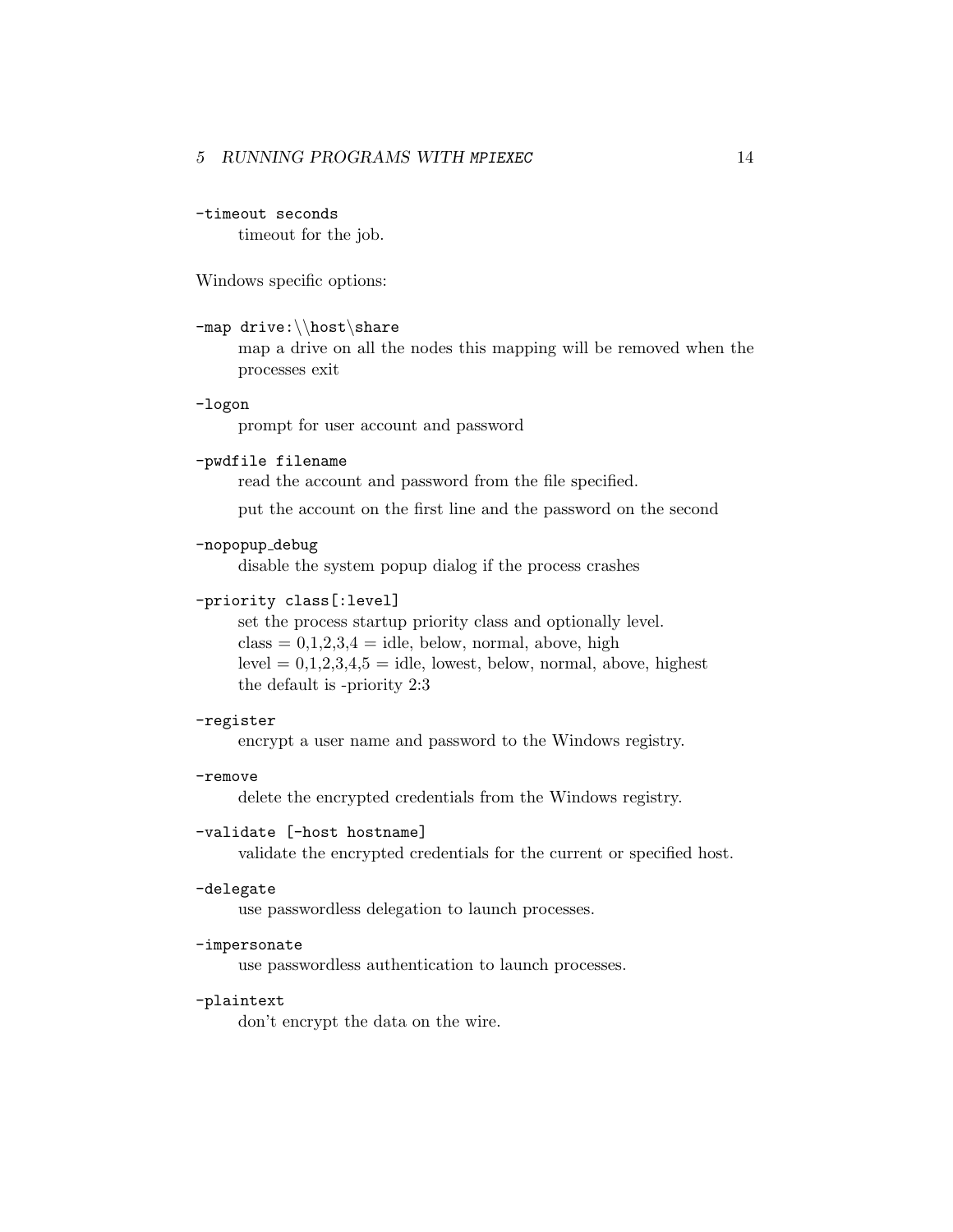`-timeout seconds`
: timeout for the job.

Windows specific options:

`-map drive:\\host\share`
: map a drive on all the nodes this mapping will be removed when the processes exit

`-logon`
: prompt for user account and password

`-pwdfile filename`
: read the account and password from the file specified.

  put the account on the first line and the password on the second

`-nopopup_debug`
: disable the system popup dialog if the process crashes

`-priority class[:level]`
: set the process startup priority class and optionally level.
  class = 0,1,2,3,4 = idle, below, normal, above, high
  level = 0,1,2,3,4,5 = idle, lowest, below, normal, above, highest
  the default is -priority 2:3

`-register`
: encrypt a user name and password to the Windows registry.

`-remove`
: delete the encrypted credentials from the Windows registry.

`-validate [-host hostname]`
: validate the encrypted credentials for the current or specified host.

`-delegate`
: use passwordless delegation to launch processes.

`-impersonate`
: use passwordless authentication to launch processes.

`-plaintext`
: don't encrypt the data on the wire.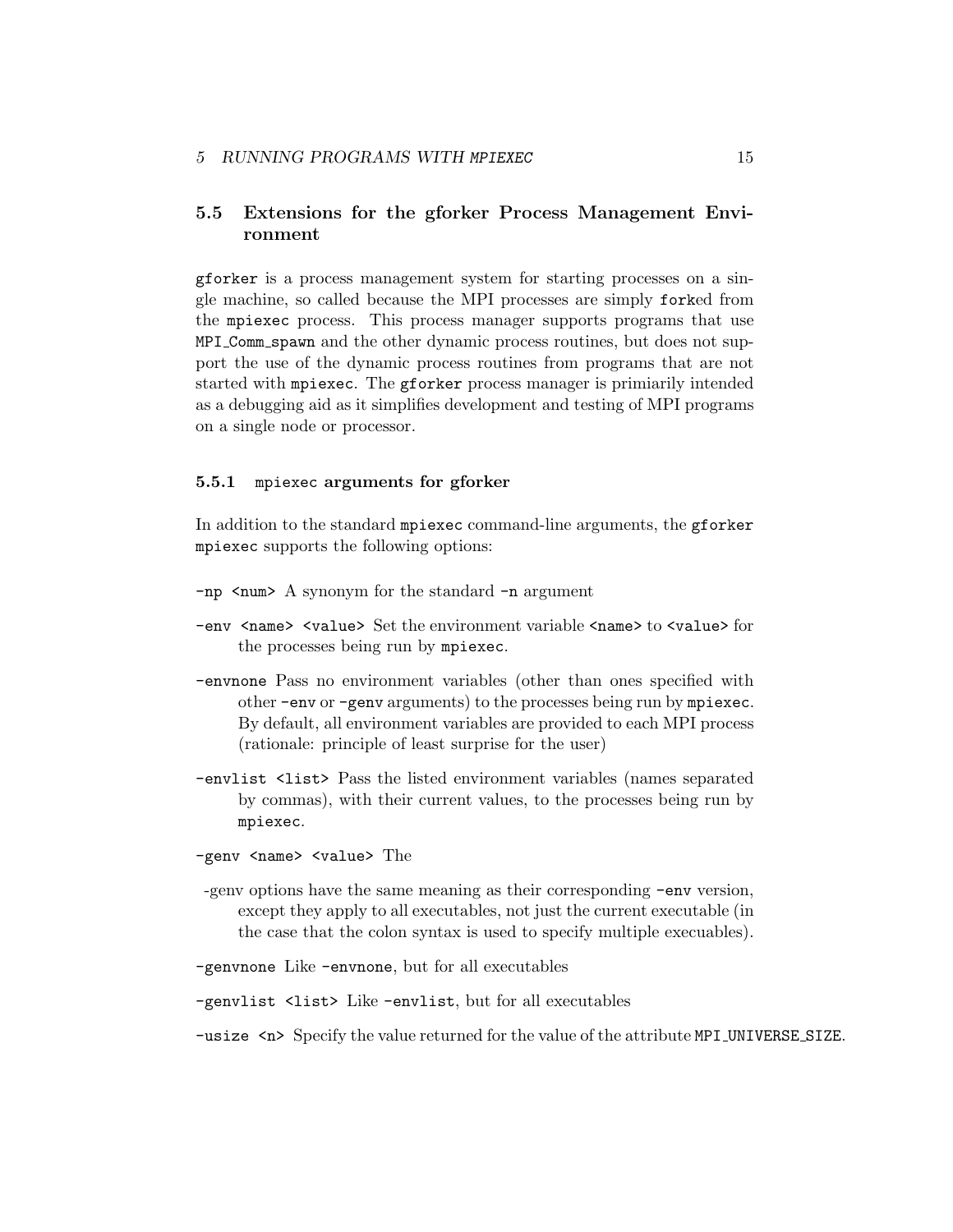## 5.5 Extensions for the gforker Process Management Environment

`gforker` is a process management system for starting processes on a single machine, so called because the MPI processes are simply `fork`ed from the `mpiexec` process. This process manager supports programs that use `MPI_Comm_spawn` and the other dynamic process routines, but does not support the use of the dynamic process routines from programs that are not started with `mpiexec`. The `gforker` process manager is primiarily intended as a debugging aid as it simplifies development and testing of MPI programs on a single node or processor.

### 5.5.1 `mpiexec` arguments for gforker

In addition to the standard `mpiexec` command-line arguments, the `gforker` `mpiexec` supports the following options:

**`-np <num>`** A synonym for the standard `-n` argument

**`-env <name> <value>`** Set the environment variable `<name>` to `<value>` for the processes being run by `mpiexec`.

**`-envnone`** Pass no environment variables (other than ones specified with other `-env` or `-genv` arguments) to the processes being run by `mpiexec`. By default, all environment variables are provided to each MPI process (rationale: principle of least surprise for the user)

**`-envlist <list>`** Pass the listed environment variables (names separated by commas), with their current values, to the processes being run by `mpiexec`.

**`-genv <name> <value>`** The

-genv options have the same meaning as their corresponding `-env` version, except they apply to all executables, not just the current executable (in the case that the colon syntax is used to specify multiple execuables).

**`-genvnone`** Like `-envnone`, but for all executables

**`-genvlist <list>`** Like `-envlist`, but for all executables

**`-usize <n>`** Specify the value returned for the value of the attribute `MPI_UNIVERSE_SIZE`.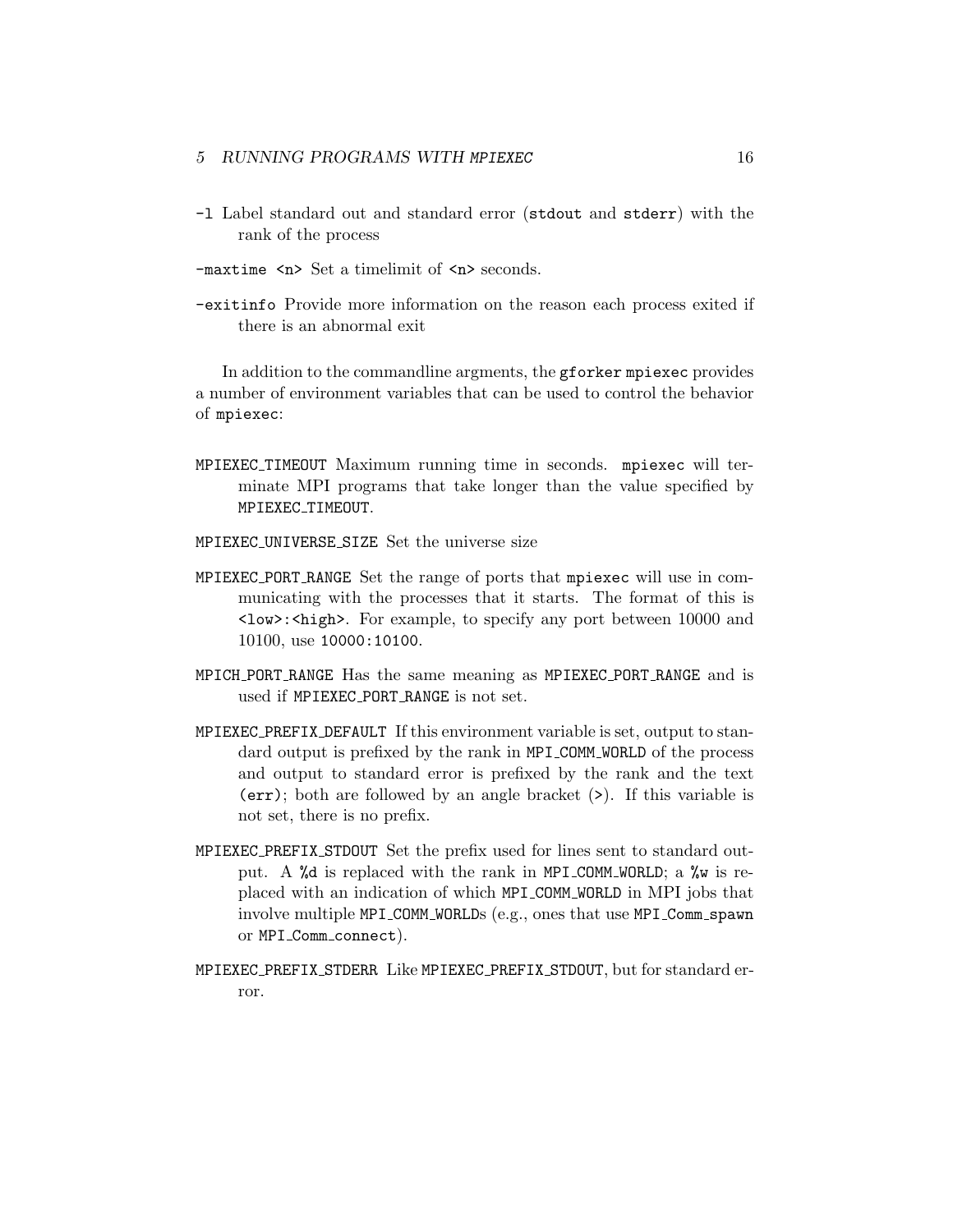`-l` Label standard out and standard error (`stdout` and `stderr`) with the rank of the process

`-maxtime <n>` Set a timelimit of `<n>` seconds.

`-exitinfo` Provide more information on the reason each process exited if there is an abnormal exit

In addition to the commandline argments, the `gforker mpiexec` provides a number of environment variables that can be used to control the behavior of `mpiexec`:

`MPIEXEC_TIMEOUT` Maximum running time in seconds. `mpiexec` will terminate MPI programs that take longer than the value specified by `MPIEXEC_TIMEOUT`.

`MPIEXEC_UNIVERSE_SIZE` Set the universe size

`MPIEXEC_PORT_RANGE` Set the range of ports that `mpiexec` will use in communicating with the processes that it starts. The format of this is `<low>:<high>`. For example, to specify any port between 10000 and 10100, use `10000:10100`.

`MPICH_PORT_RANGE` Has the same meaning as `MPIEXEC_PORT_RANGE` and is used if `MPIEXEC_PORT_RANGE` is not set.

`MPIEXEC_PREFIX_DEFAULT` If this environment variable is set, output to standard output is prefixed by the rank in `MPI_COMM_WORLD` of the process and output to standard error is prefixed by the rank and the text `(err)`; both are followed by an angle bracket (`>`). If this variable is not set, there is no prefix.

`MPIEXEC_PREFIX_STDOUT` Set the prefix used for lines sent to standard output. A `%d` is replaced with the rank in `MPI_COMM_WORLD`; a `%w` is replaced with an indication of which `MPI_COMM_WORLD` in MPI jobs that involve multiple `MPI_COMM_WORLD`s (e.g., ones that use `MPI_Comm_spawn` or `MPI_Comm_connect`).

`MPIEXEC_PREFIX_STDERR` Like `MPIEXEC_PREFIX_STDOUT`, but for standard error.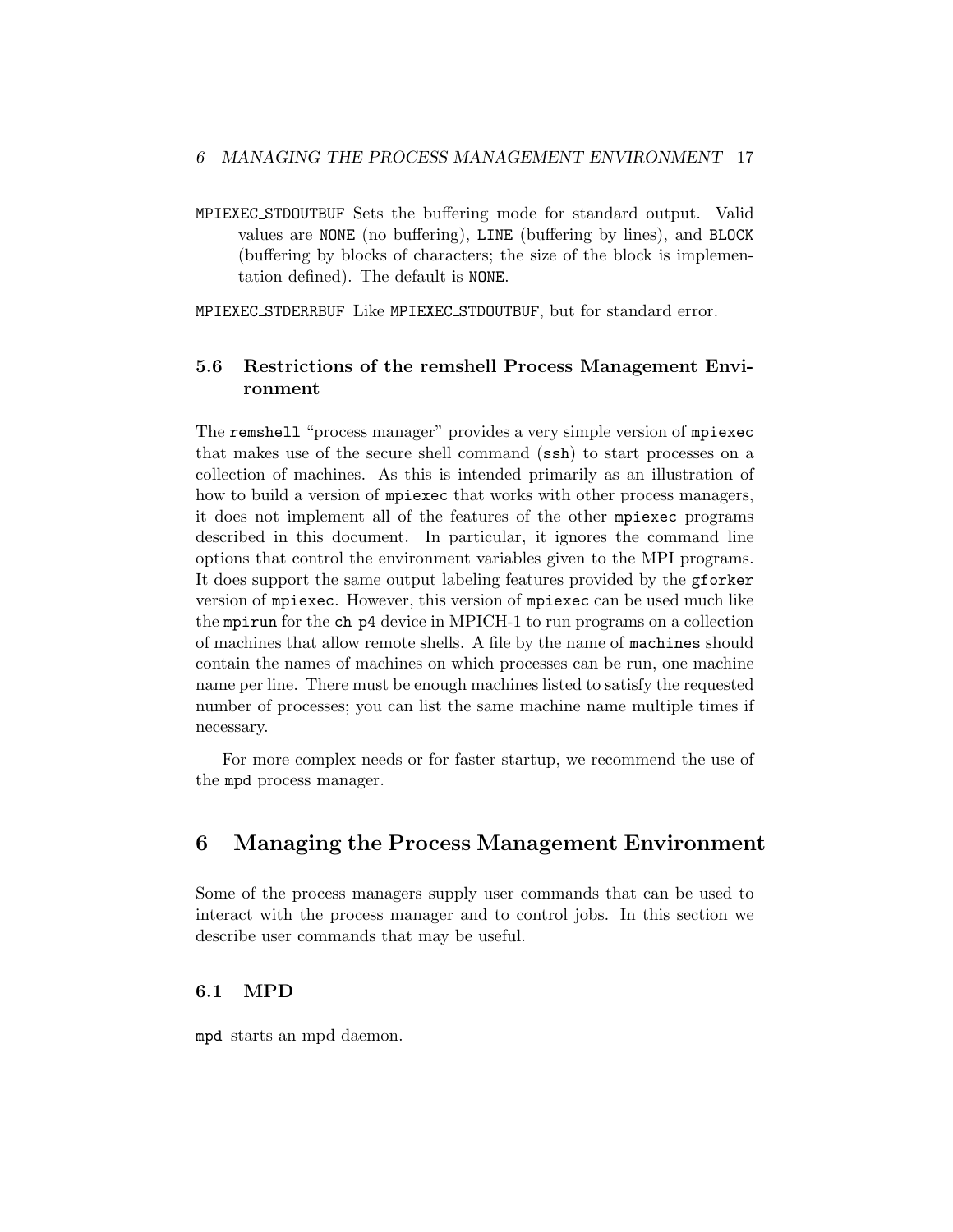MPIEXEC_STDOUTBUF Sets the buffering mode for standard output. Valid values are NONE (no buffering), LINE (buffering by lines), and BLOCK (buffering by blocks of characters; the size of the block is implementation defined). The default is NONE.

MPIEXEC_STDERRBUF Like MPIEXEC_STDOUTBUF, but for standard error.

### 5.6 Restrictions of the remshell Process Management Environment

The remshell "process manager" provides a very simple version of mpiexec that makes use of the secure shell command (ssh) to start processes on a collection of machines. As this is intended primarily as an illustration of how to build a version of mpiexec that works with other process managers, it does not implement all of the features of the other mpiexec programs described in this document. In particular, it ignores the command line options that control the environment variables given to the MPI programs. It does support the same output labeling features provided by the gforker version of mpiexec. However, this version of mpiexec can be used much like the mpirun for the ch_p4 device in MPICH-1 to run programs on a collection of machines that allow remote shells. A file by the name of machines should contain the names of machines on which processes can be run, one machine name per line. There must be enough machines listed to satisfy the requested number of processes; you can list the same machine name multiple times if necessary.

For more complex needs or for faster startup, we recommend the use of the mpd process manager.

## 6 Managing the Process Management Environment

Some of the process managers supply user commands that can be used to interact with the process manager and to control jobs. In this section we describe user commands that may be useful.

### 6.1 MPD

mpd starts an mpd daemon.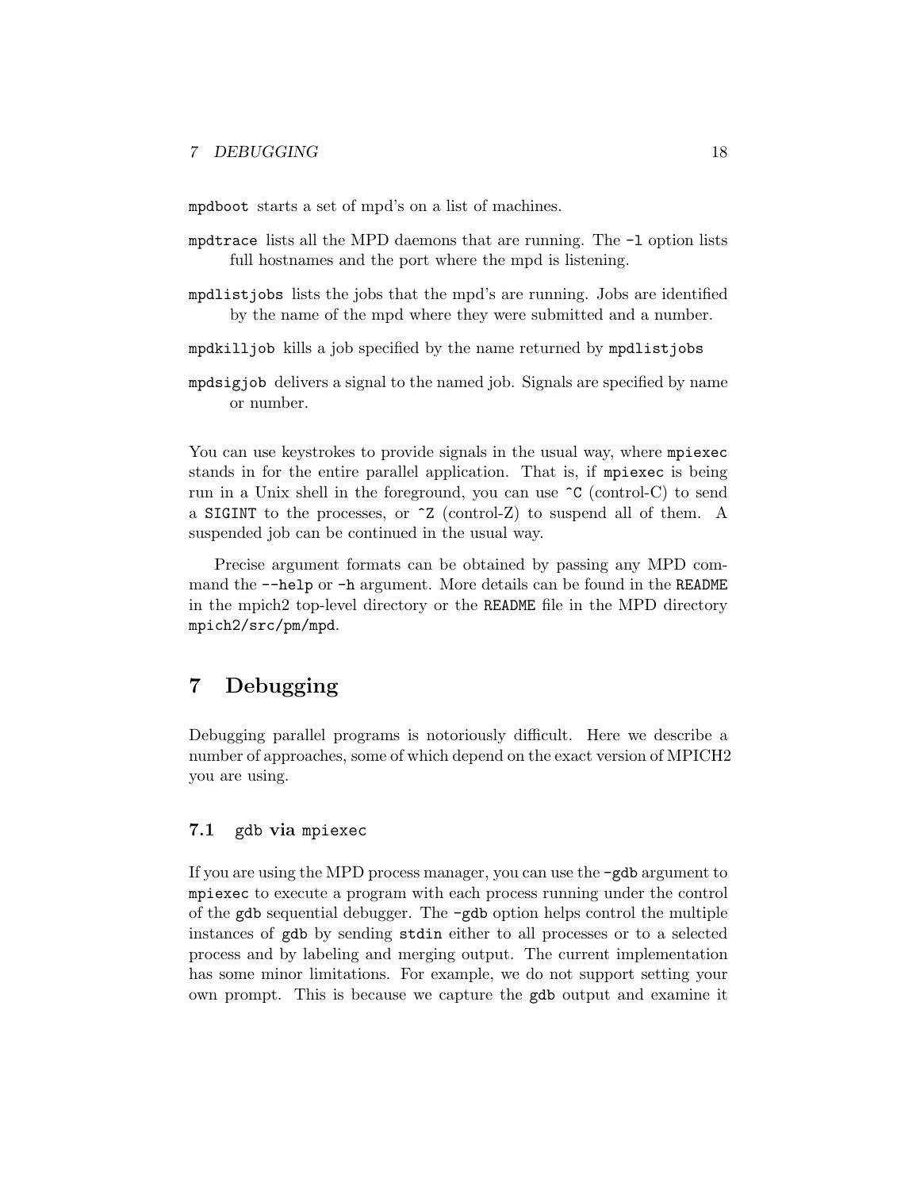`mpdboot` starts a set of mpd's on a list of machines.

`mpdtrace` lists all the MPD daemons that are running. The `-l` option lists full hostnames and the port where the mpd is listening.

`mpdlistjobs` lists the jobs that the mpd's are running. Jobs are identified by the name of the mpd where they were submitted and a number.

`mpdkilljob` kills a job specified by the name returned by `mpdlistjobs`

`mpdsigjob` delivers a signal to the named job. Signals are specified by name or number.

You can use keystrokes to provide signals in the usual way, where `mpiexec` stands in for the entire parallel application. That is, if `mpiexec` is being run in a Unix shell in the foreground, you can use `^C` (control-C) to send a `SIGINT` to the processes, or `^Z` (control-Z) to suspend all of them. A suspended job can be continued in the usual way.

Precise argument formats can be obtained by passing any MPD command the `--help` or `-h` argument. More details can be found in the `README` in the mpich2 top-level directory or the `README` file in the MPD directory `mpich2/src/pm/mpd`.

# 7 Debugging

Debugging parallel programs is notoriously difficult. Here we describe a number of approaches, some of which depend on the exact version of MPICH2 you are using.

## 7.1 `gdb` via `mpiexec`

If you are using the MPD process manager, you can use the `-gdb` argument to `mpiexec` to execute a program with each process running under the control of the `gdb` sequential debugger. The `-gdb` option helps control the multiple instances of `gdb` by sending `stdin` either to all processes or to a selected process and by labeling and merging output. The current implementation has some minor limitations. For example, we do not support setting your own prompt. This is because we capture the `gdb` output and examine it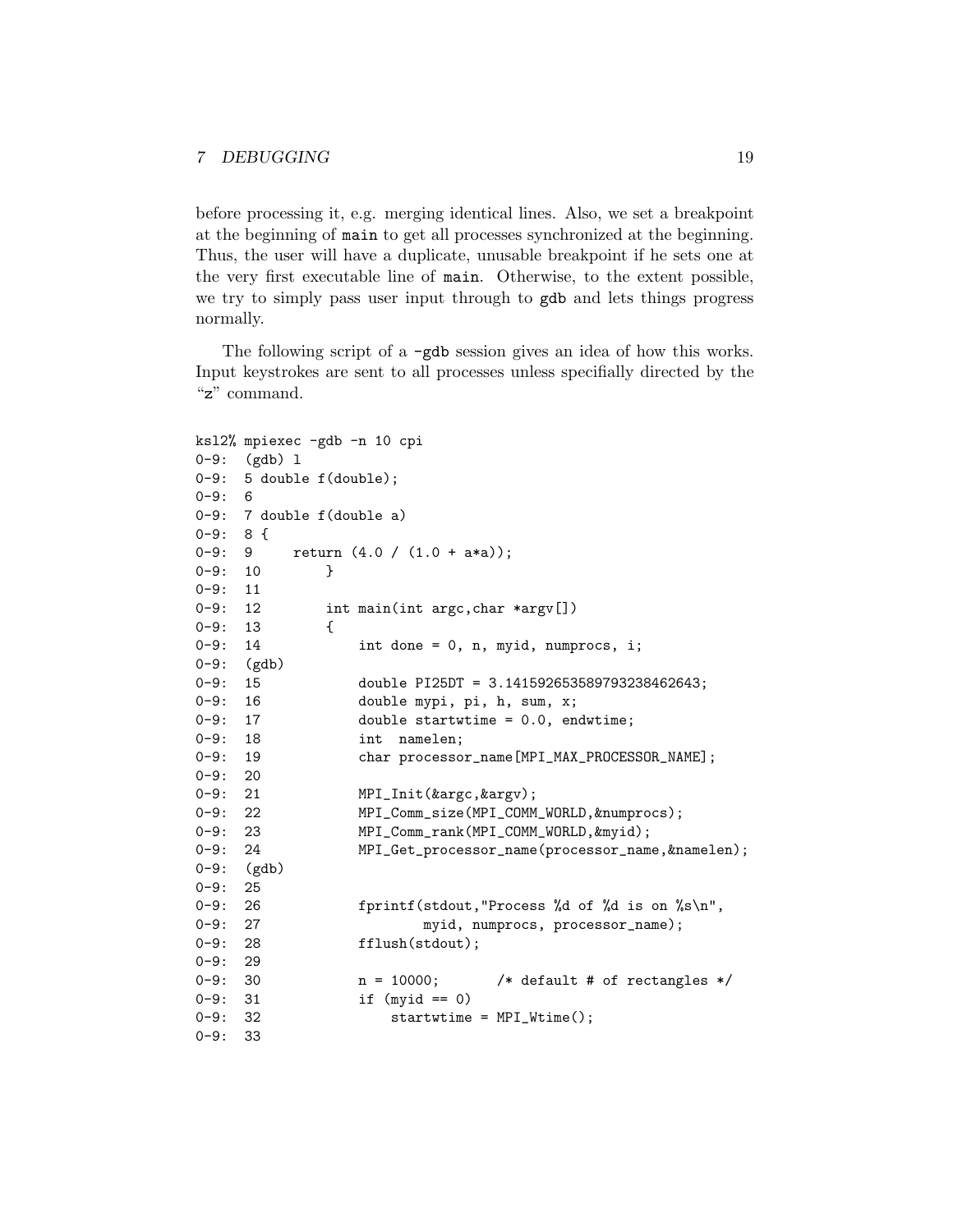before processing it, e.g. merging identical lines. Also, we set a breakpoint at the beginning of `main` to get all processes synchronized at the beginning. Thus, the user will have a duplicate, unusable breakpoint if he sets one at the very first executable line of `main`. Otherwise, to the extent possible, we try to simply pass user input through to `gdb` and lets things progress normally.

The following script of a `-gdb` session gives an idea of how this works. Input keystrokes are sent to all processes unless specifially directed by the "`z`" command.

```
ksl2% mpiexec -gdb -n 10 cpi
0-9:  (gdb) l
0-9:  5 double f(double);
0-9:  6
0-9:  7 double f(double a)
0-9:  8 {
0-9:  9     return (4.0 / (1.0 + a*a));
0-9:  10        }
0-9:  11
0-9:  12        int main(int argc,char *argv[])
0-9:  13        {
0-9:  14            int done = 0, n, myid, numprocs, i;
0-9:  (gdb)
0-9:  15            double PI25DT = 3.141592653589793238462643;
0-9:  16            double mypi, pi, h, sum, x;
0-9:  17            double startwtime = 0.0, endwtime;
0-9:  18            int  namelen;
0-9:  19            char processor_name[MPI_MAX_PROCESSOR_NAME];
0-9:  20
0-9:  21            MPI_Init(&argc,&argv);
0-9:  22            MPI_Comm_size(MPI_COMM_WORLD,&numprocs);
0-9:  23            MPI_Comm_rank(MPI_COMM_WORLD,&myid);
0-9:  24            MPI_Get_processor_name(processor_name,&namelen);
0-9:  (gdb)
0-9:  25
0-9:  26            fprintf(stdout,"Process %d of %d is on %s\n",
0-9:  27                    myid, numprocs, processor_name);
0-9:  28            fflush(stdout);
0-9:  29
0-9:  30            n = 10000;       /* default # of rectangles */
0-9:  31            if (myid == 0)
0-9:  32                startwtime = MPI_Wtime();
0-9:  33
```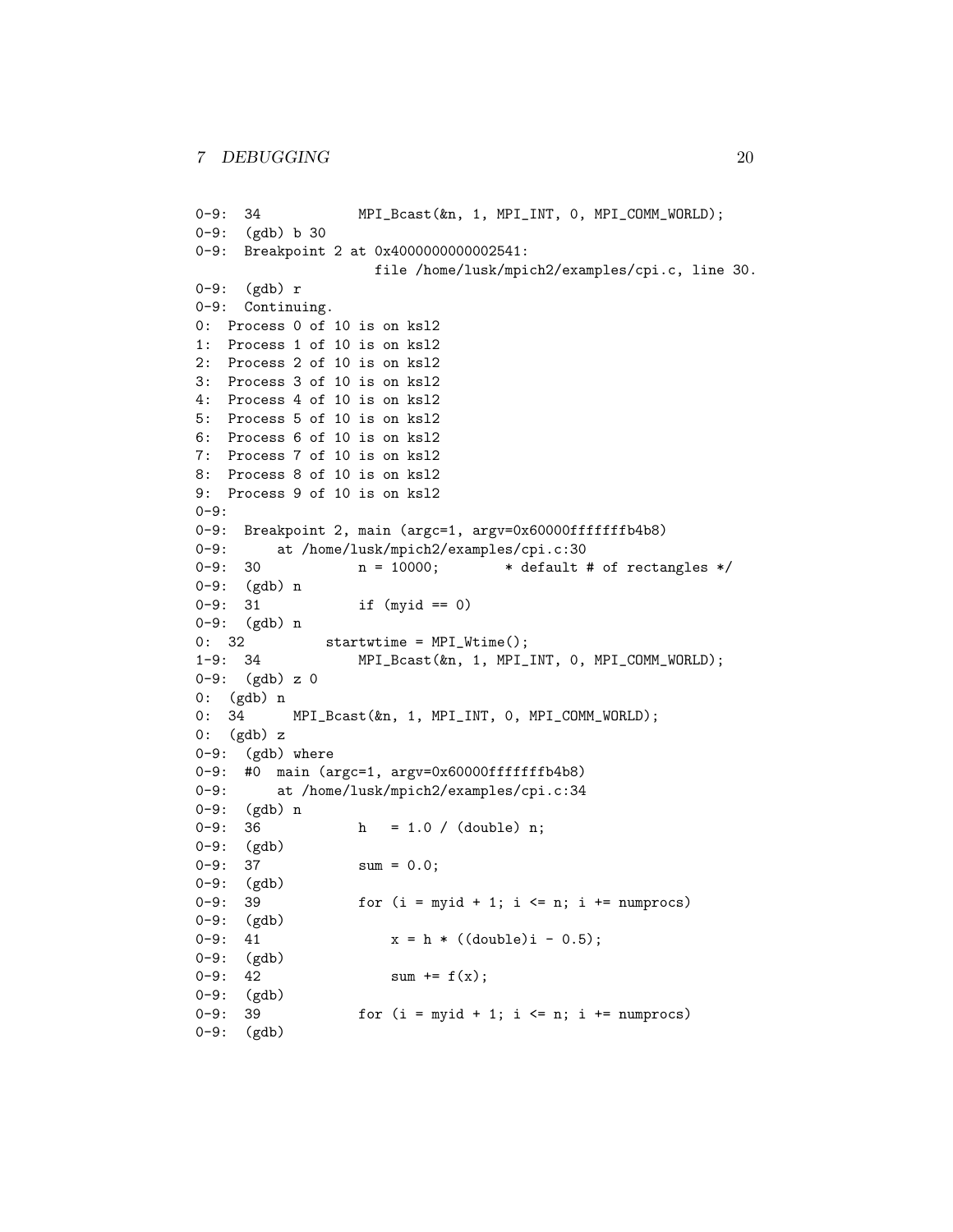```
0-9:  34           MPI_Bcast(&n, 1, MPI_INT, 0, MPI_COMM_WORLD);
0-9:  (gdb) b 30
0-9:  Breakpoint 2 at 0x4000000000002541:
                   file /home/lusk/mpich2/examples/cpi.c, line 30.
0-9:  (gdb) r
0-9:  Continuing.
0:  Process 0 of 10 is on ksl2
1:  Process 1 of 10 is on ksl2
2:  Process 2 of 10 is on ksl2
3:  Process 3 of 10 is on ksl2
4:  Process 4 of 10 is on ksl2
5:  Process 5 of 10 is on ksl2
6:  Process 6 of 10 is on ksl2
7:  Process 7 of 10 is on ksl2
8:  Process 8 of 10 is on ksl2
9:  Process 9 of 10 is on ksl2
0-9:
0-9:  Breakpoint 2, main (argc=1, argv=0x60000fffffffb4b8)
0-9:      at /home/lusk/mpich2/examples/cpi.c:30
0-9:  30           n = 10000;       * default # of rectangles */
0-9:  (gdb) n
0-9:  31           if (myid == 0)
0-9:  (gdb) n
0:  32         startwtime = MPI_Wtime();
1-9:  34           MPI_Bcast(&n, 1, MPI_INT, 0, MPI_COMM_WORLD);
0-9:  (gdb) z 0
0:  (gdb) n
0:  34      MPI_Bcast(&n, 1, MPI_INT, 0, MPI_COMM_WORLD);
0:  (gdb) z
0-9:  (gdb) where
0-9:  #0  main (argc=1, argv=0x60000fffffffb4b8)
0-9:      at /home/lusk/mpich2/examples/cpi.c:34
0-9:  (gdb) n
0-9:  36           h   = 1.0 / (double) n;
0-9:  (gdb)
0-9:  37           sum = 0.0;
0-9:  (gdb)
0-9:  39           for (i = myid + 1; i <= n; i += numprocs)
0-9:  (gdb)
0-9:  41               x = h * ((double)i - 0.5);
0-9:  (gdb)
0-9:  42               sum += f(x);
0-9:  (gdb)
0-9:  39           for (i = myid + 1; i <= n; i += numprocs)
0-9:  (gdb)
```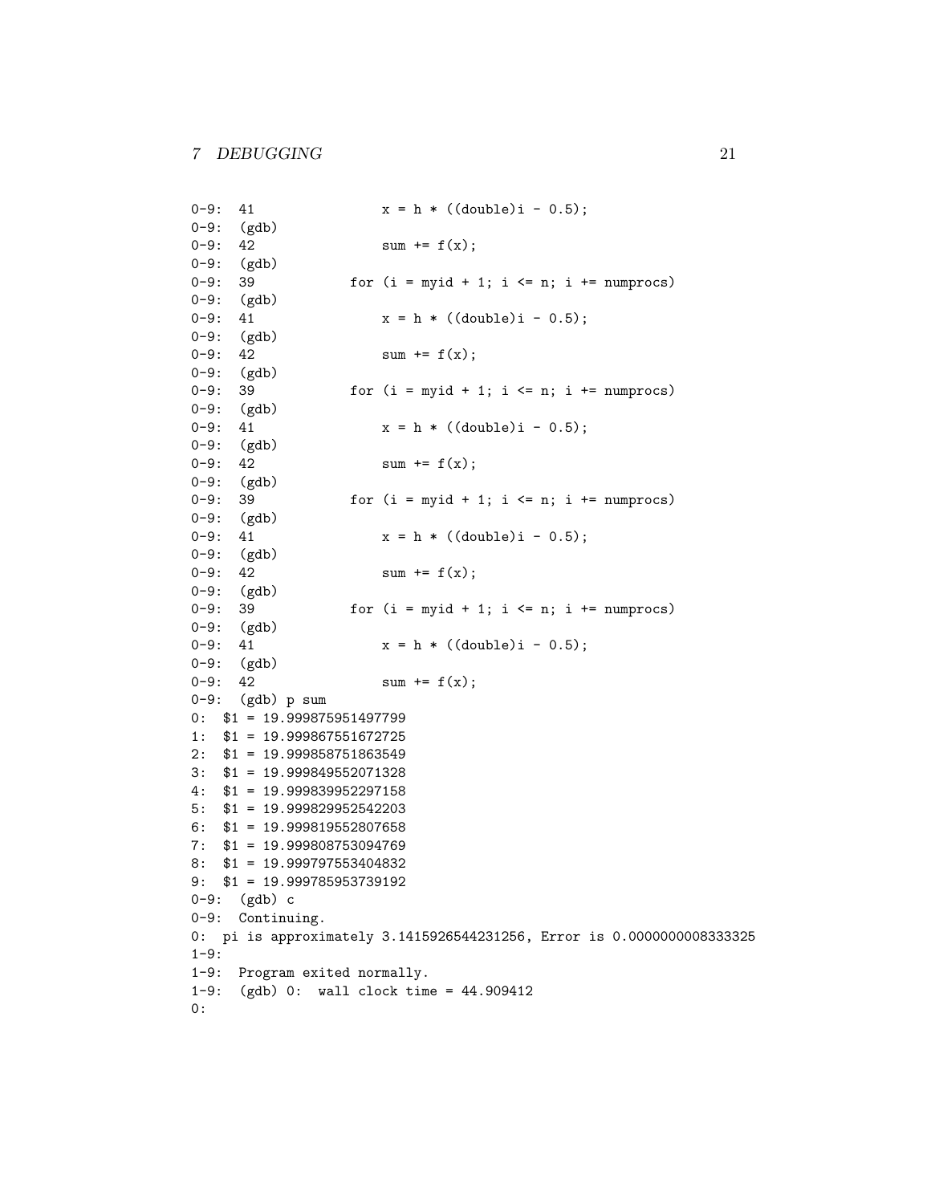```
0-9:  41              x = h * ((double)i - 0.5);
0-9:  (gdb)
0-9:  42              sum += f(x);
0-9:  (gdb)
0-9:  39          for (i = myid + 1; i <= n; i += numprocs)
0-9:  (gdb)
0-9:  41              x = h * ((double)i - 0.5);
0-9:  (gdb)
0-9:  42              sum += f(x);
0-9:  (gdb)
0-9:  39          for (i = myid + 1; i <= n; i += numprocs)
0-9:  (gdb)
0-9:  41              x = h * ((double)i - 0.5);
0-9:  (gdb)
0-9:  42              sum += f(x);
0-9:  (gdb)
0-9:  39          for (i = myid + 1; i <= n; i += numprocs)
0-9:  (gdb)
0-9:  41              x = h * ((double)i - 0.5);
0-9:  (gdb)
0-9:  42              sum += f(x);
0-9:  (gdb)
0-9:  39          for (i = myid + 1; i <= n; i += numprocs)
0-9:  (gdb)
0-9:  41              x = h * ((double)i - 0.5);
0-9:  (gdb)
0-9:  42              sum += f(x);
0-9:  (gdb) p sum
0:  $1 = 19.999875951497799
1:  $1 = 19.999867551672725
2:  $1 = 19.999858751863549
3:  $1 = 19.999849552071328
4:  $1 = 19.999839952297158
5:  $1 = 19.999829952542203
6:  $1 = 19.999819552807658
7:  $1 = 19.999808753094769
8:  $1 = 19.999797553404832
9:  $1 = 19.999785953739192
0-9:  (gdb) c
0-9:  Continuing.
0:  pi is approximately 3.1415926544231256, Error is 0.0000000008333325
1-9:
1-9:  Program exited normally.
1-9:  (gdb) 0:  wall clock time = 44.909412
0:
```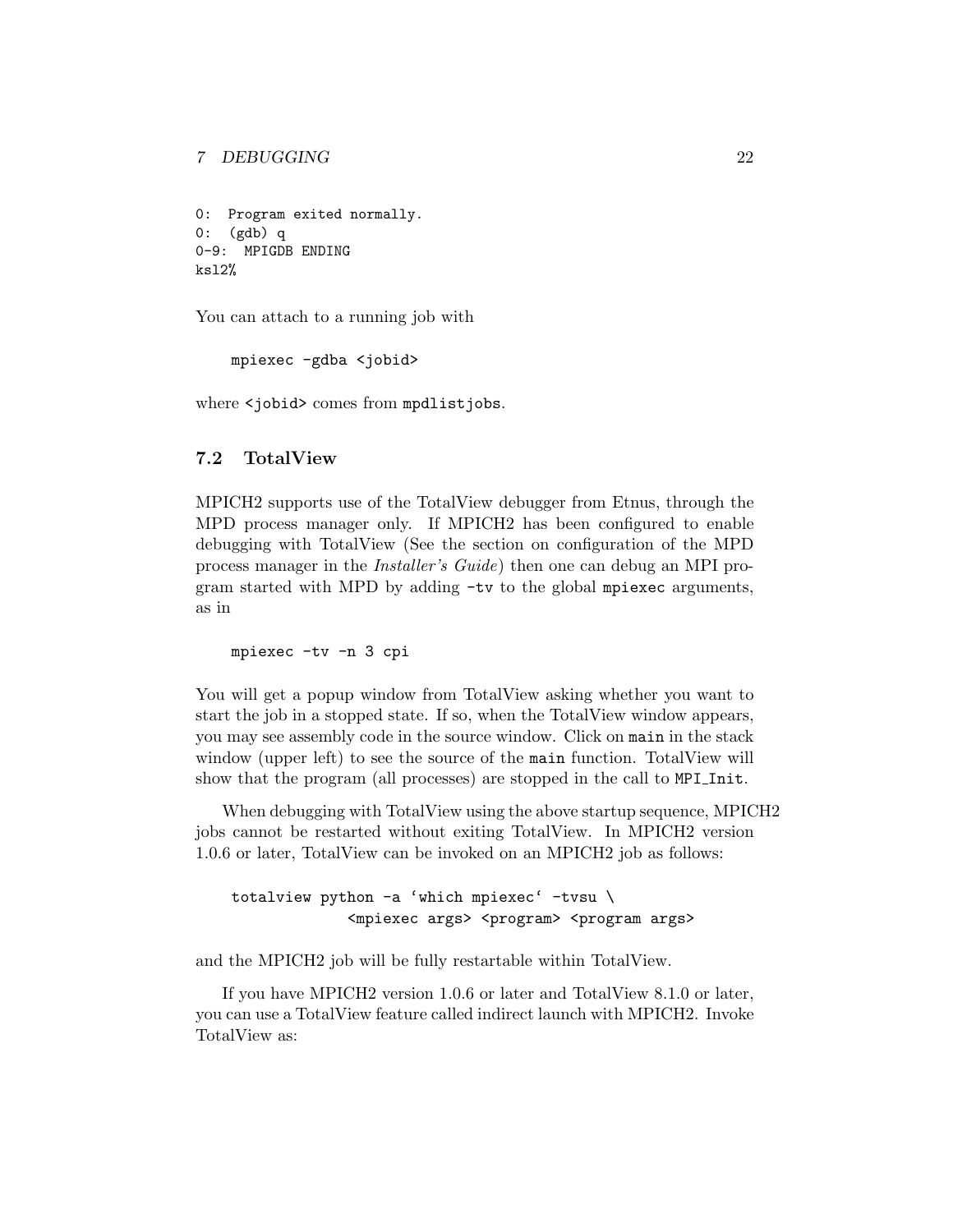```
0:  Program exited normally.
0:  (gdb) q
0-9:  MPIGDB ENDING
ksl2%
```

You can attach to a running job with

```
mpiexec -gdba <jobid>
```

where `<jobid>` comes from `mpdlistjobs`.

## 7.2 TotalView

MPICH2 supports use of the TotalView debugger from Etnus, through the MPD process manager only. If MPICH2 has been configured to enable debugging with TotalView (See the section on configuration of the MPD process manager in the *Installer's Guide*) then one can debug an MPI program started with MPD by adding `-tv` to the global `mpiexec` arguments, as in

```
mpiexec -tv -n 3 cpi
```

You will get a popup window from TotalView asking whether you want to start the job in a stopped state. If so, when the TotalView window appears, you may see assembly code in the source window. Click on `main` in the stack window (upper left) to see the source of the `main` function. TotalView will show that the program (all processes) are stopped in the call to `MPI_Init`.

When debugging with TotalView using the above startup sequence, MPICH2 jobs cannot be restarted without exiting TotalView. In MPICH2 version 1.0.6 or later, TotalView can be invoked on an MPICH2 job as follows:

```
totalview python -a `which mpiexec` -tvsu \
            <mpiexec args> <program> <program args>
```

and the MPICH2 job will be fully restartable within TotalView.

If you have MPICH2 version 1.0.6 or later and TotalView 8.1.0 or later, you can use a TotalView feature called indirect launch with MPICH2. Invoke TotalView as: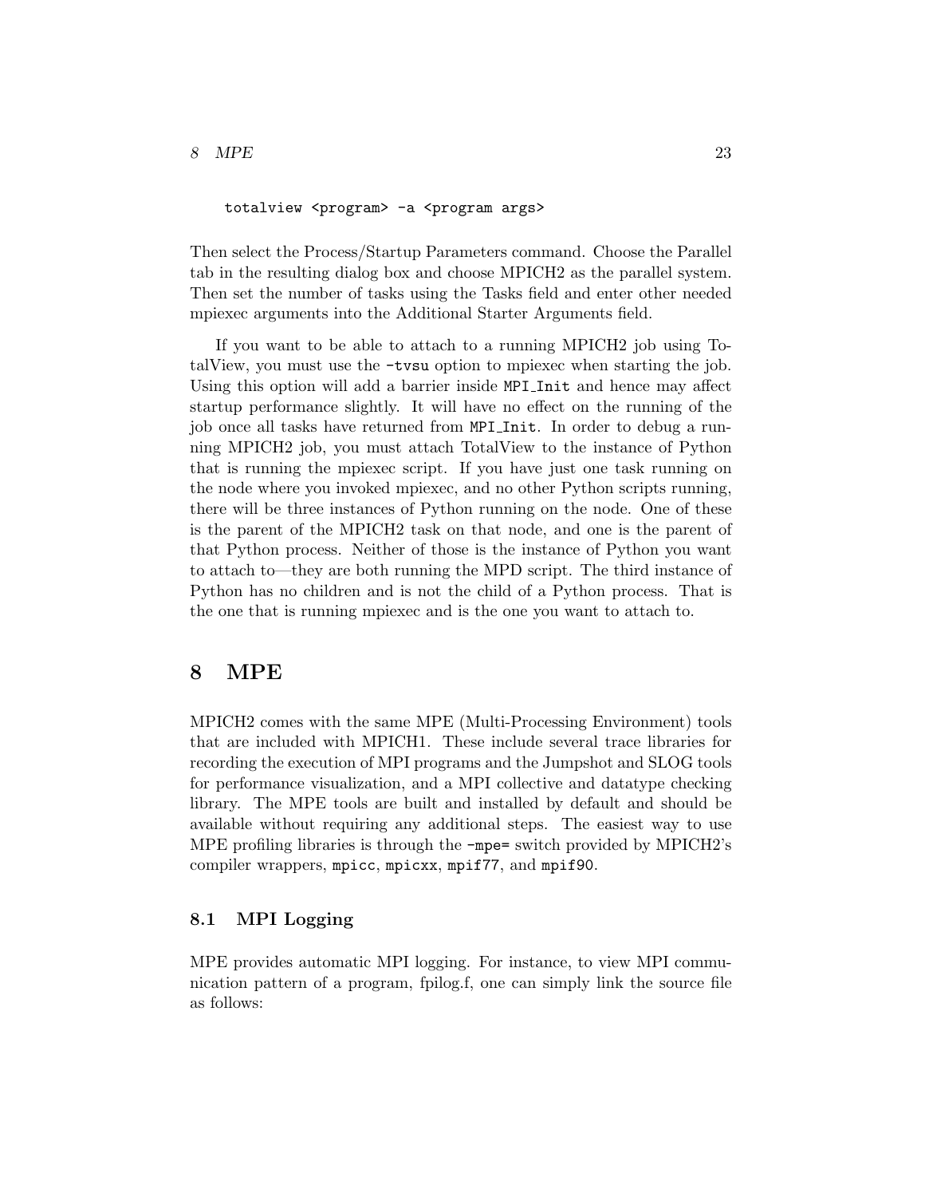```
totalview <program> -a <program args>
```

Then select the Process/Startup Parameters command. Choose the Parallel tab in the resulting dialog box and choose MPICH2 as the parallel system. Then set the number of tasks using the Tasks field and enter other needed mpiexec arguments into the Additional Starter Arguments field.

If you want to be able to attach to a running MPICH2 job using TotalView, you must use the `-tvsu` option to mpiexec when starting the job. Using this option will add a barrier inside `MPI_Init` and hence may affect startup performance slightly. It will have no effect on the running of the job once all tasks have returned from `MPI_Init`. In order to debug a running MPICH2 job, you must attach TotalView to the instance of Python that is running the mpiexec script. If you have just one task running on the node where you invoked mpiexec, and no other Python scripts running, there will be three instances of Python running on the node. One of these is the parent of the MPICH2 task on that node, and one is the parent of that Python process. Neither of those is the instance of Python you want to attach to—they are both running the MPD script. The third instance of Python has no children and is not the child of a Python process. That is the one that is running mpiexec and is the one you want to attach to.

# 8 MPE

MPICH2 comes with the same MPE (Multi-Processing Environment) tools that are included with MPICH1. These include several trace libraries for recording the execution of MPI programs and the Jumpshot and SLOG tools for performance visualization, and a MPI collective and datatype checking library. The MPE tools are built and installed by default and should be available without requiring any additional steps. The easiest way to use MPE profiling libraries is through the `-mpe=` switch provided by MPICH2's compiler wrappers, `mpicc`, `mpicxx`, `mpif77`, and `mpif90`.

## 8.1 MPI Logging

MPE provides automatic MPI logging. For instance, to view MPI communication pattern of a program, fpilog.f, one can simply link the source file as follows: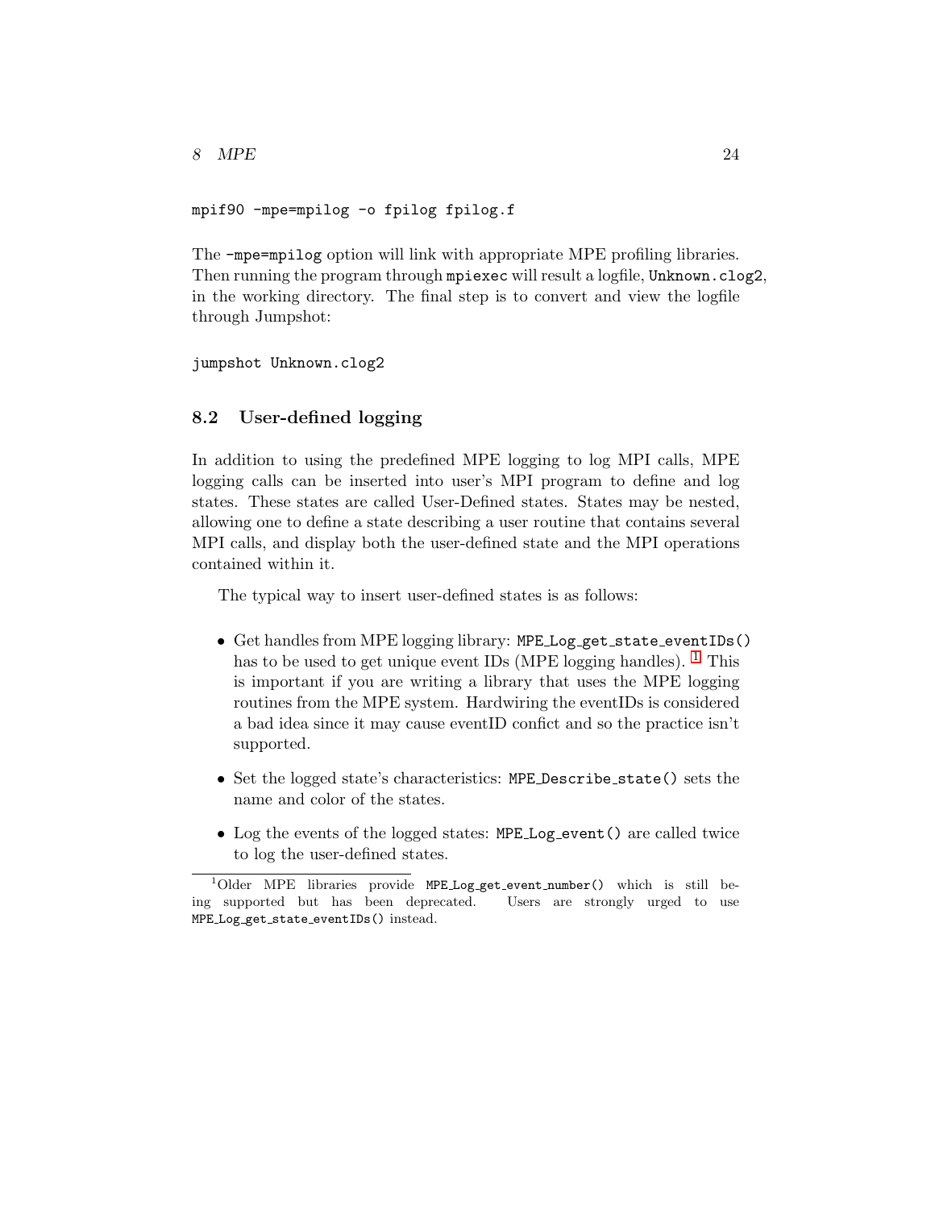```
mpif90 -mpe=mpilog -o fpilog fpilog.f
```

The `-mpe=mpilog` option will link with appropriate MPE profiling libraries. Then running the program through `mpiexec` will result a logfile, `Unknown.clog2`, in the working directory. The final step is to convert and view the logfile through Jumpshot:

```
jumpshot Unknown.clog2
```

## 8.2 User-defined logging

In addition to using the predefined MPE logging to log MPI calls, MPE logging calls can be inserted into user's MPI program to define and log states. These states are called User-Defined states. States may be nested, allowing one to define a state describing a user routine that contains several MPI calls, and display both the user-defined state and the MPI operations contained within it.

The typical way to insert user-defined states is as follows:

- Get handles from MPE logging library: `MPE_Log_get_state_eventIDs()` has to be used to get unique event IDs (MPE logging handles). [1] This is important if you are writing a library that uses the MPE logging routines from the MPE system. Hardwiring the eventIDs is considered a bad idea since it may cause eventID confict and so the practice isn't supported.
- Set the logged state's characteristics: `MPE_Describe_state()` sets the name and color of the states.
- Log the events of the logged states: `MPE_Log_event()` are called twice to log the user-defined states.

[1] Older MPE libraries provide `MPE_Log_get_event_number()` which is still being supported but has been deprecated. Users are strongly urged to use `MPE_Log_get_state_eventIDs()` instead.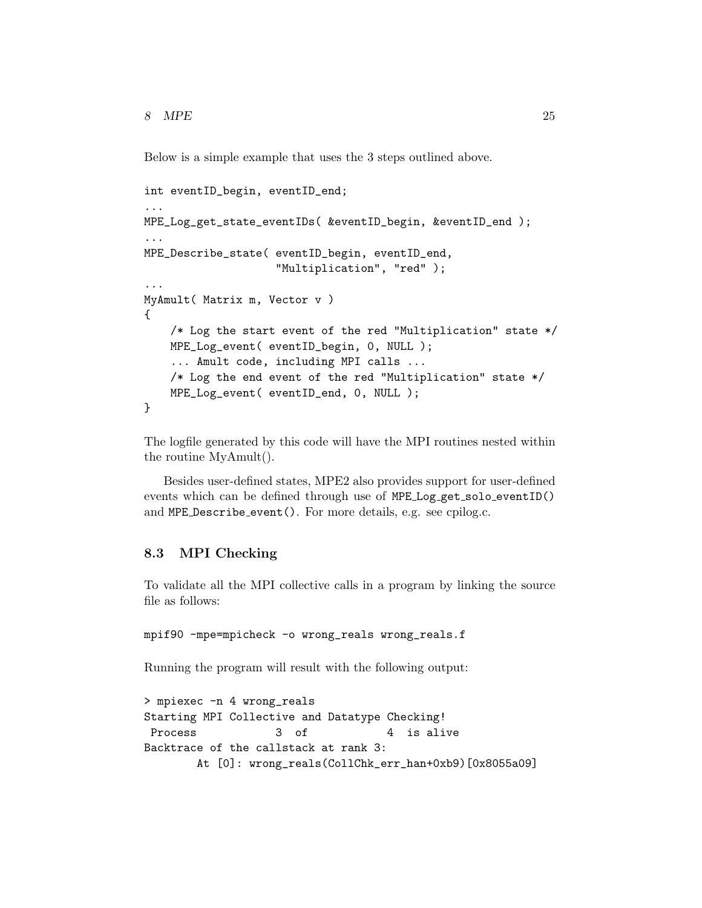Below is a simple example that uses the 3 steps outlined above.

```
int eventID_begin, eventID_end;
...
MPE_Log_get_state_eventIDs( &eventID_begin, &eventID_end );
...
MPE_Describe_state( eventID_begin, eventID_end,
                    "Multiplication", "red" );
...
MyAmult( Matrix m, Vector v )
{
    /* Log the start event of the red "Multiplication" state */
    MPE_Log_event( eventID_begin, 0, NULL );
    ... Amult code, including MPI calls ...
    /* Log the end event of the red "Multiplication" state */
    MPE_Log_event( eventID_end, 0, NULL );
}
```

The logfile generated by this code will have the MPI routines nested within the routine MyAmult().

Besides user-defined states, MPE2 also provides support for user-defined events which can be defined through use of `MPE_Log_get_solo_eventID()` and `MPE_Describe_event()`. For more details, e.g. see cpilog.c.

## 8.3 MPI Checking

To validate all the MPI collective calls in a program by linking the source file as follows:

```
mpif90 -mpe=mpicheck -o wrong_reals wrong_reals.f
```

Running the program will result with the following output:

```
> mpiexec -n 4 wrong_reals
Starting MPI Collective and Datatype Checking!
 Process            3  of            4  is alive
Backtrace of the callstack at rank 3:
        At [0]: wrong_reals(CollChk_err_han+0xb9)[0x8055a09]
```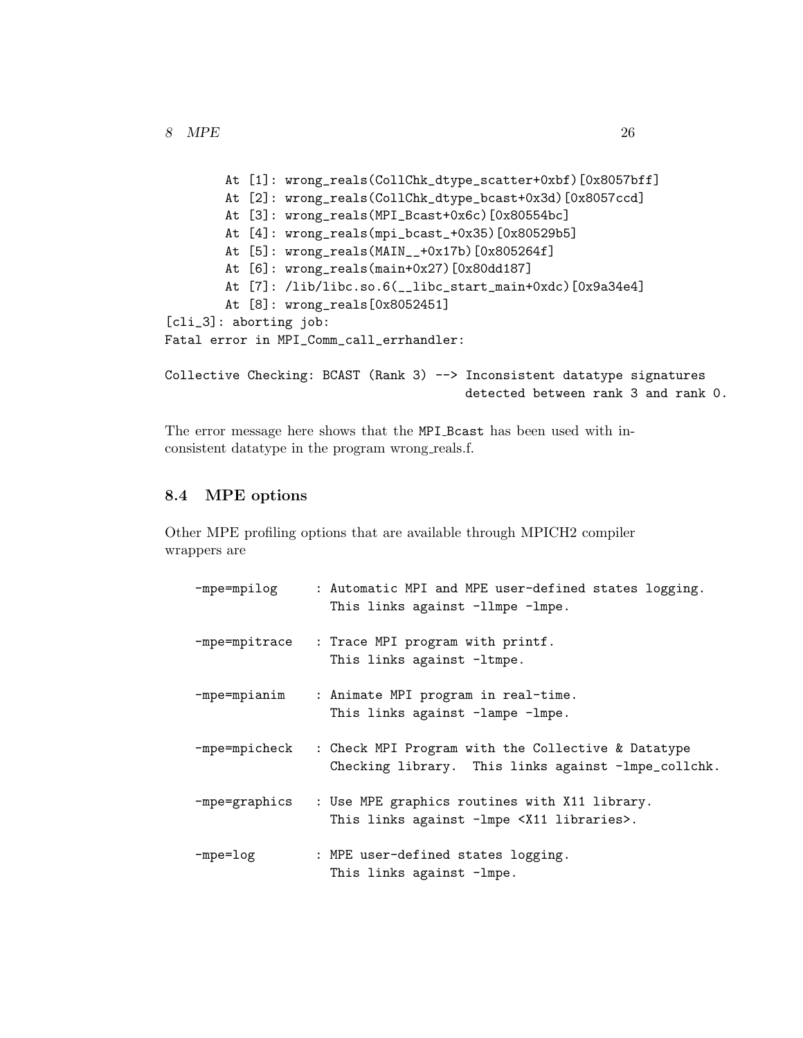```
        At [1]: wrong_reals(CollChk_dtype_scatter+0xbf)[0x8057bff]
        At [2]: wrong_reals(CollChk_dtype_bcast+0x3d)[0x8057ccd]
        At [3]: wrong_reals(MPI_Bcast+0x6c)[0x80554bc]
        At [4]: wrong_reals(mpi_bcast_+0x35)[0x80529b5]
        At [5]: wrong_reals(MAIN__+0x17b)[0x805264f]
        At [6]: wrong_reals(main+0x27)[0x80dd187]
        At [7]: /lib/libc.so.6(__libc_start_main+0xdc)[0x9a34e4]
        At [8]: wrong_reals[0x8052451]
[cli_3]: aborting job:
Fatal error in MPI_Comm_call_errhandler:

Collective Checking: BCAST (Rank 3) --> Inconsistent datatype signatures
                                        detected between rank 3 and rank 0.
```

The error message here shows that the `MPI_Bcast` has been used with inconsistent datatype in the program wrong_reals.f.

## 8.4 MPE options

Other MPE profiling options that are available through MPICH2 compiler wrappers are

```
    -mpe=mpilog     : Automatic MPI and MPE user-defined states logging.
                      This links against -llmpe -lmpe.

    -mpe=mpitrace   : Trace MPI program with printf.
                      This links against -ltmpe.

    -mpe=mpianim    : Animate MPI program in real-time.
                      This links against -lampe -lmpe.

    -mpe=mpicheck   : Check MPI Program with the Collective & Datatype
                      Checking library.  This links against -lmpe_collchk.

    -mpe=graphics   : Use MPE graphics routines with X11 library.
                      This links against -lmpe <X11 libraries>.

    -mpe=log        : MPE user-defined states logging.
                      This links against -lmpe.
```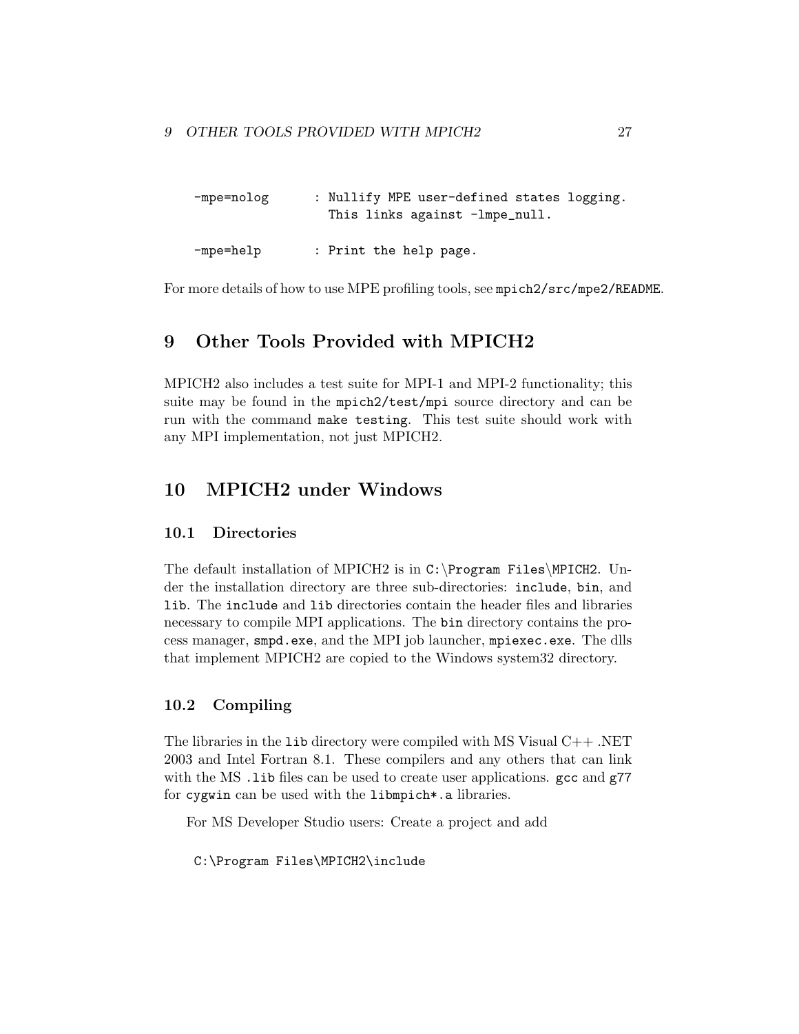```
-mpe=nolog      : Nullify MPE user-defined states logging.
                  This links against -lmpe_null.

-mpe=help       : Print the help page.
```

For more details of how to use MPE profiling tools, see `mpich2/src/mpe2/README`.

# 9 Other Tools Provided with MPICH2

MPICH2 also includes a test suite for MPI-1 and MPI-2 functionality; this suite may be found in the `mpich2/test/mpi` source directory and can be run with the command `make testing`. This test suite should work with any MPI implementation, not just MPICH2.

# 10 MPICH2 under Windows

## 10.1 Directories

The default installation of MPICH2 is in `C:\Program Files\MPICH2`. Under the installation directory are three sub-directories: `include`, `bin`, and `lib`. The `include` and `lib` directories contain the header files and libraries necessary to compile MPI applications. The `bin` directory contains the process manager, `smpd.exe`, and the MPI job launcher, `mpiexec.exe`. The dlls that implement MPICH2 are copied to the Windows system32 directory.

## 10.2 Compiling

The libraries in the `lib` directory were compiled with MS Visual C++ .NET 2003 and Intel Fortran 8.1. These compilers and any others that can link with the MS `.lib` files can be used to create user applications. `gcc` and `g77` for `cygwin` can be used with the `libmpich*.a` libraries.

For MS Developer Studio users: Create a project and add

```
C:\Program Files\MPICH2\include
```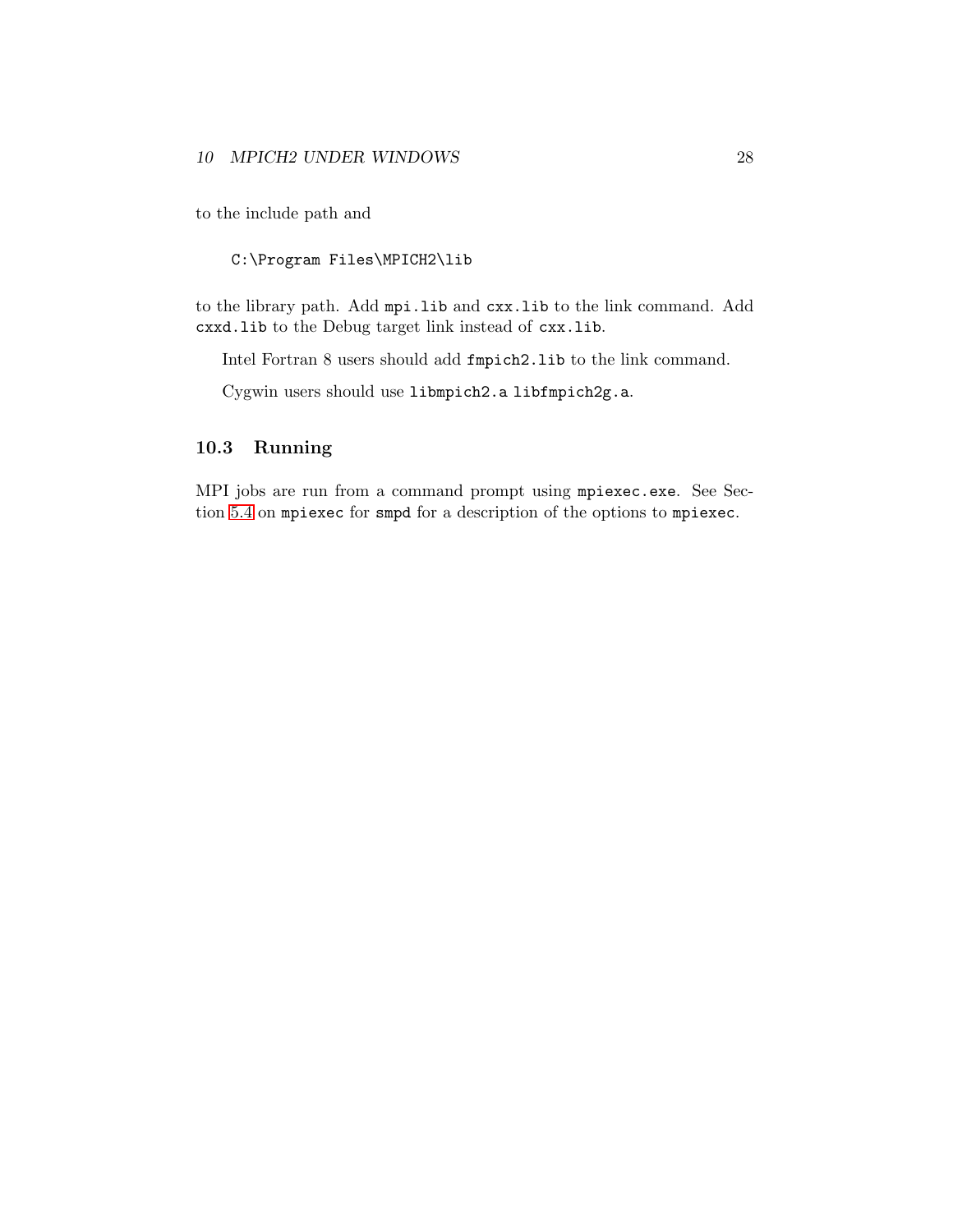to the include path and

```
C:\Program Files\MPICH2\lib
```

to the library path. Add `mpi.lib` and `cxx.lib` to the link command. Add `cxxd.lib` to the Debug target link instead of `cxx.lib`.

Intel Fortran 8 users should add `fmpich2.lib` to the link command.

Cygwin users should use `libmpich2.a libfmpich2g.a`.

### 10.3 Running

MPI jobs are run from a command prompt using `mpiexec.exe`. See Section 5.4 on `mpiexec` for `smpd` for a description of the options to `mpiexec`.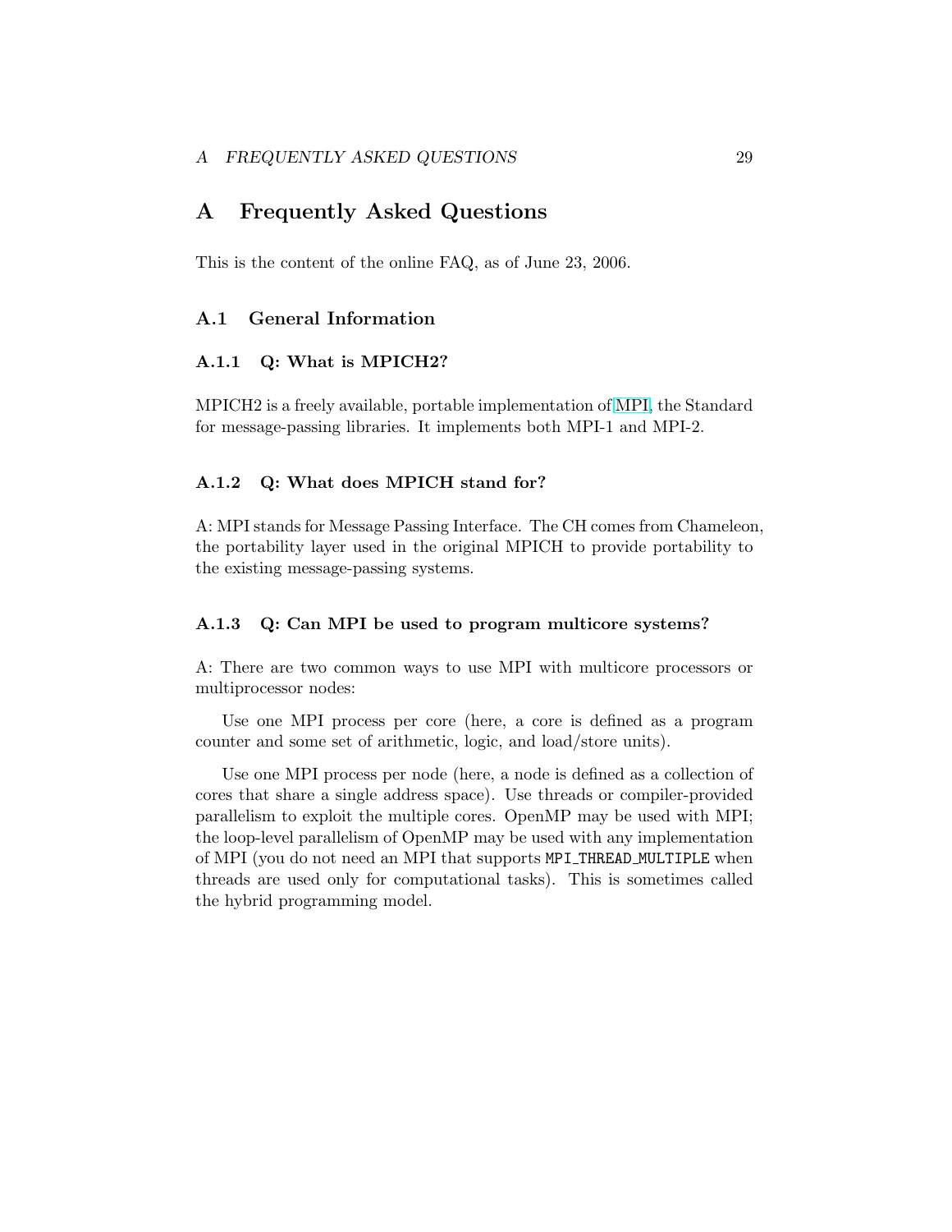# A Frequently Asked Questions

This is the content of the online FAQ, as of June 23, 2006.

## A.1 General Information

### A.1.1 Q: What is MPICH2?

MPICH2 is a freely available, portable implementation of MPI, the Standard for message-passing libraries. It implements both MPI-1 and MPI-2.

### A.1.2 Q: What does MPICH stand for?

A: MPI stands for Message Passing Interface. The CH comes from Chameleon, the portability layer used in the original MPICH to provide portability to the existing message-passing systems.

### A.1.3 Q: Can MPI be used to program multicore systems?

A: There are two common ways to use MPI with multicore processors or multiprocessor nodes:

Use one MPI process per core (here, a core is defined as a program counter and some set of arithmetic, logic, and load/store units).

Use one MPI process per node (here, a node is defined as a collection of cores that share a single address space). Use threads or compiler-provided parallelism to exploit the multiple cores. OpenMP may be used with MPI; the loop-level parallelism of OpenMP may be used with any implementation of MPI (you do not need an MPI that supports `MPI_THREAD_MULTIPLE` when threads are used only for computational tasks). This is sometimes called the hybrid programming model.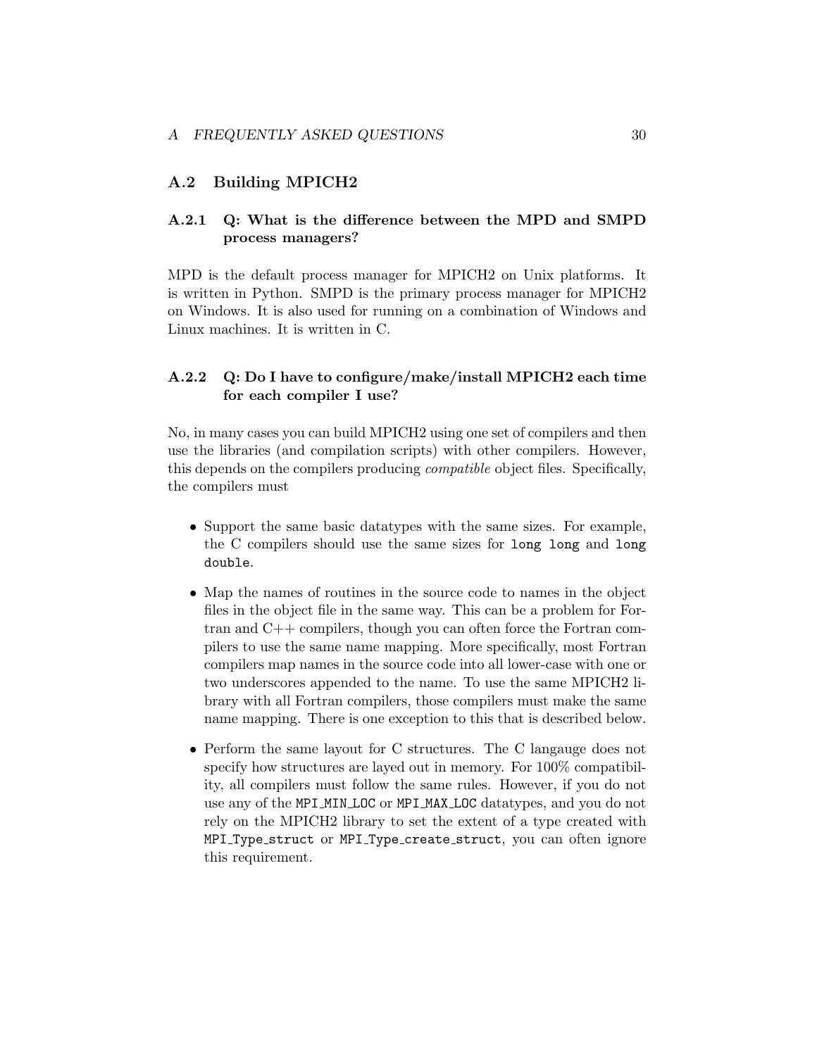## A.2 Building MPICH2

### A.2.1 Q: What is the difference between the MPD and SMPD process managers?

MPD is the default process manager for MPICH2 on Unix platforms. It is written in Python. SMPD is the primary process manager for MPICH2 on Windows. It is also used for running on a combination of Windows and Linux machines. It is written in C.

### A.2.2 Q: Do I have to configure/make/install MPICH2 each time for each compiler I use?

No, in many cases you can build MPICH2 using one set of compilers and then use the libraries (and compilation scripts) with other compilers. However, this depends on the compilers producing *compatible* object files. Specifically, the compilers must

- Support the same basic datatypes with the same sizes. For example, the C compilers should use the same sizes for `long long` and `long double`.
- Map the names of routines in the source code to names in the object files in the object file in the same way. This can be a problem for Fortran and C++ compilers, though you can often force the Fortran compilers to use the same name mapping. More specifically, most Fortran compilers map names in the source code into all lower-case with one or two underscores appended to the name. To use the same MPICH2 library with all Fortran compilers, those compilers must make the same name mapping. There is one exception to this that is described below.
- Perform the same layout for C structures. The C langauge does not specify how structures are layed out in memory. For 100% compatibility, all compilers must follow the same rules. However, if you do not use any of the `MPI_MIN_LOC` or `MPI_MAX_LOC` datatypes, and you do not rely on the MPICH2 library to set the extent of a type created with `MPI_Type_struct` or `MPI_Type_create_struct`, you can often ignore this requirement.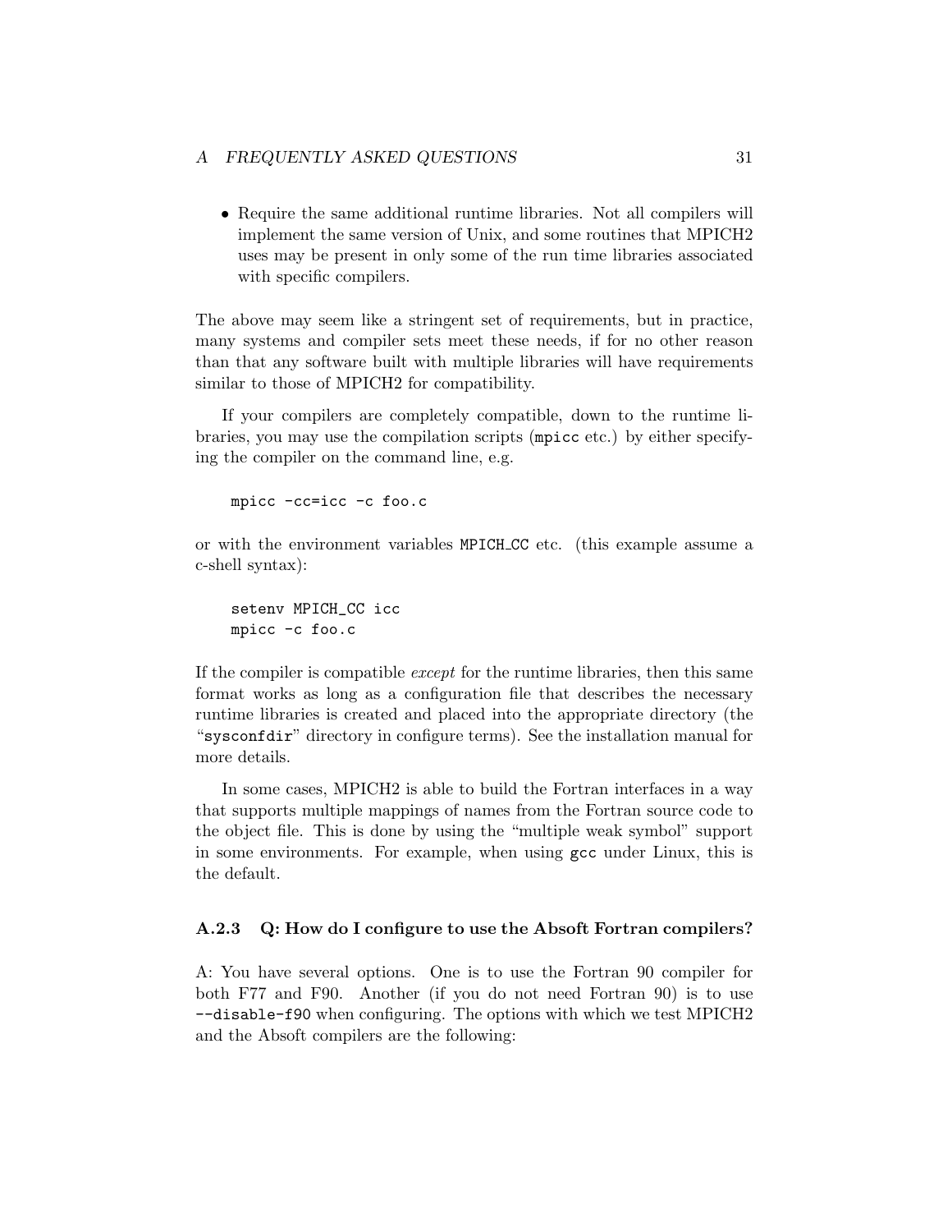- Require the same additional runtime libraries. Not all compilers will implement the same version of Unix, and some routines that MPICH2 uses may be present in only some of the run time libraries associated with specific compilers.

The above may seem like a stringent set of requirements, but in practice, many systems and compiler sets meet these needs, if for no other reason than that any software built with multiple libraries will have requirements similar to those of MPICH2 for compatibility.

If your compilers are completely compatible, down to the runtime libraries, you may use the compilation scripts (`mpicc` etc.) by either specifying the compiler on the command line, e.g.

```
mpicc -cc=icc -c foo.c
```

or with the environment variables `MPICH_CC` etc. (this example assume a c-shell syntax):

```
setenv MPICH_CC icc
mpicc -c foo.c
```

If the compiler is compatible *except* for the runtime libraries, then this same format works as long as a configuration file that describes the necessary runtime libraries is created and placed into the appropriate directory (the "`sysconfdir`" directory in configure terms). See the installation manual for more details.

In some cases, MPICH2 is able to build the Fortran interfaces in a way that supports multiple mappings of names from the Fortran source code to the object file. This is done by using the "multiple weak symbol" support in some environments. For example, when using `gcc` under Linux, this is the default.

### A.2.3 Q: How do I configure to use the Absoft Fortran compilers?

A: You have several options. One is to use the Fortran 90 compiler for both F77 and F90. Another (if you do not need Fortran 90) is to use `--disable-f90` when configuring. The options with which we test MPICH2 and the Absoft compilers are the following: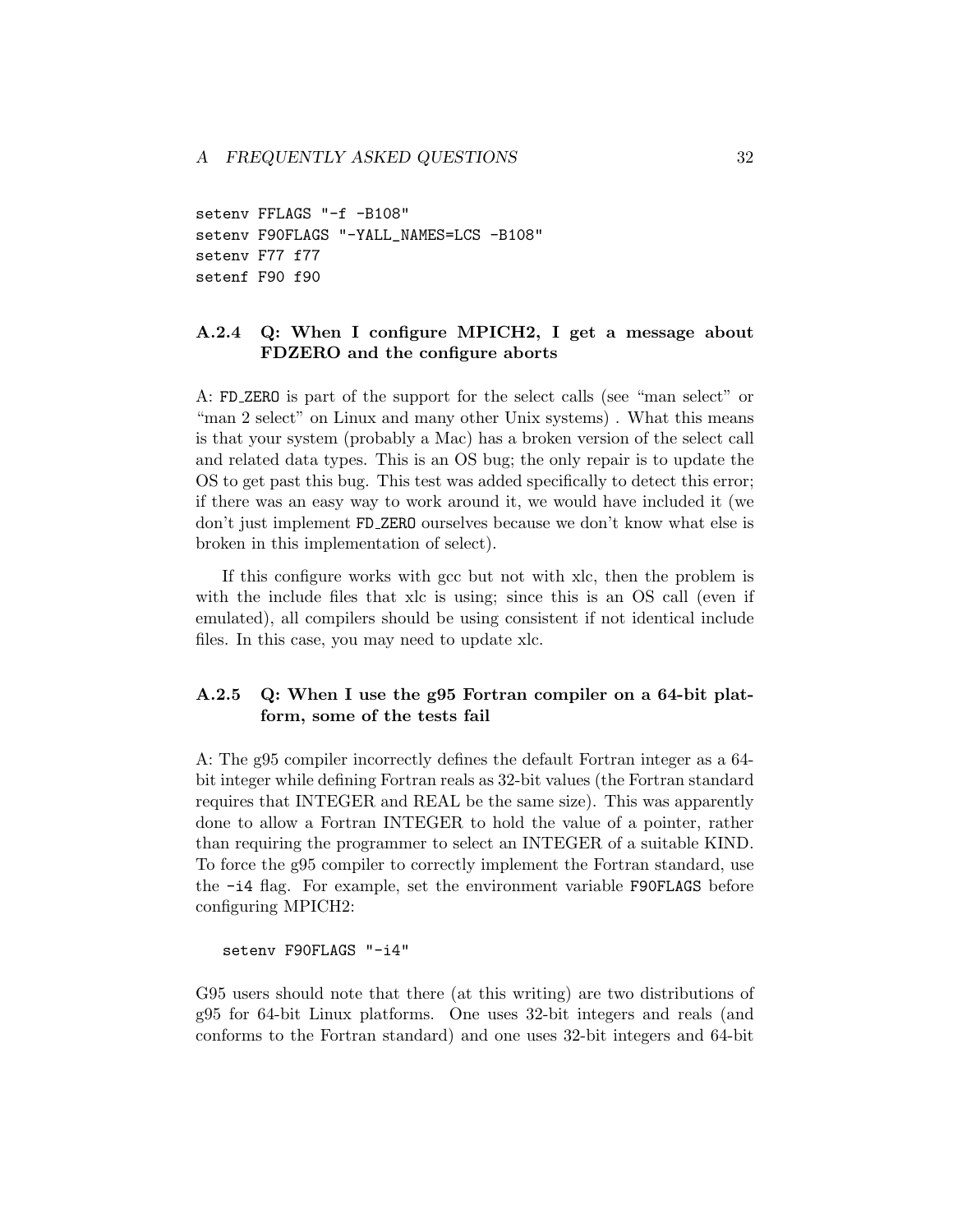```
setenv FFLAGS "-f -B108"
setenv F90FLAGS "-YALL_NAMES=LCS -B108"
setenv F77 f77
setenf F90 f90
```

### A.2.4 Q: When I configure MPICH2, I get a message about FDZERO and the configure aborts

A: FD_ZERO is part of the support for the select calls (see "man select" or "man 2 select" on Linux and many other Unix systems) . What this means is that your system (probably a Mac) has a broken version of the select call and related data types. This is an OS bug; the only repair is to update the OS to get past this bug. This test was added specifically to detect this error; if there was an easy way to work around it, we would have included it (we don't just implement FD_ZERO ourselves because we don't know what else is broken in this implementation of select).

If this configure works with gcc but not with xlc, then the problem is with the include files that xlc is using; since this is an OS call (even if emulated), all compilers should be using consistent if not identical include files. In this case, you may need to update xlc.

### A.2.5 Q: When I use the g95 Fortran compiler on a 64-bit platform, some of the tests fail

A: The g95 compiler incorrectly defines the default Fortran integer as a 64-bit integer while defining Fortran reals as 32-bit values (the Fortran standard requires that INTEGER and REAL be the same size). This was apparently done to allow a Fortran INTEGER to hold the value of a pointer, rather than requiring the programmer to select an INTEGER of a suitable KIND. To force the g95 compiler to correctly implement the Fortran standard, use the `-i4` flag. For example, set the environment variable `F90FLAGS` before configuring MPICH2:

```
setenv F90FLAGS "-i4"
```

G95 users should note that there (at this writing) are two distributions of g95 for 64-bit Linux platforms. One uses 32-bit integers and reals (and conforms to the Fortran standard) and one uses 32-bit integers and 64-bit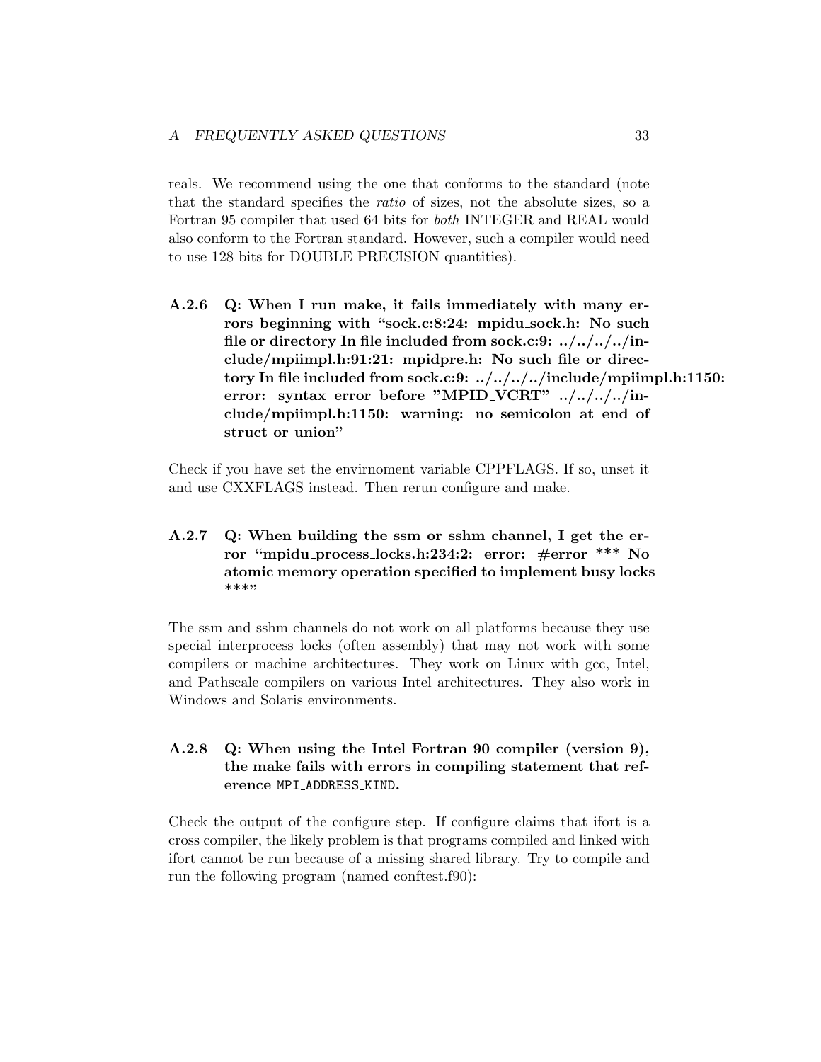reals. We recommend using the one that conforms to the standard (note that the standard specifies the *ratio* of sizes, not the absolute sizes, so a Fortran 95 compiler that used 64 bits for *both* INTEGER and REAL would also conform to the Fortran standard. However, such a compiler would need to use 128 bits for DOUBLE PRECISION quantities).

### A.2.6 Q: When I run make, it fails immediately with many errors beginning with "sock.c:8:24: mpidu_sock.h: No such file or directory In file included from sock.c:9: ../../../../include/mpiimpl.h:91:21: mpidpre.h: No such file or directory In file included from sock.c:9: ../../../../include/mpiimpl.h:1150: error: syntax error before "MPID_VCRT" ../../../../include/mpiimpl.h:1150: warning: no semicolon at end of struct or union"

Check if you have set the envirnoment variable CPPFLAGS. If so, unset it and use CXXFLAGS instead. Then rerun configure and make.

### A.2.7 Q: When building the ssm or sshm channel, I get the error "mpidu_process_locks.h:234:2: error: #error *** No atomic memory operation specified to implement busy locks ***"

The ssm and sshm channels do not work on all platforms because they use special interprocess locks (often assembly) that may not work with some compilers or machine architectures. They work on Linux with gcc, Intel, and Pathscale compilers on various Intel architectures. They also work in Windows and Solaris environments.

### A.2.8 Q: When using the Intel Fortran 90 compiler (version 9), the make fails with errors in compiling statement that reference `MPI_ADDRESS_KIND`.

Check the output of the configure step. If configure claims that ifort is a cross compiler, the likely problem is that programs compiled and linked with ifort cannot be run because of a missing shared library. Try to compile and run the following program (named conftest.f90):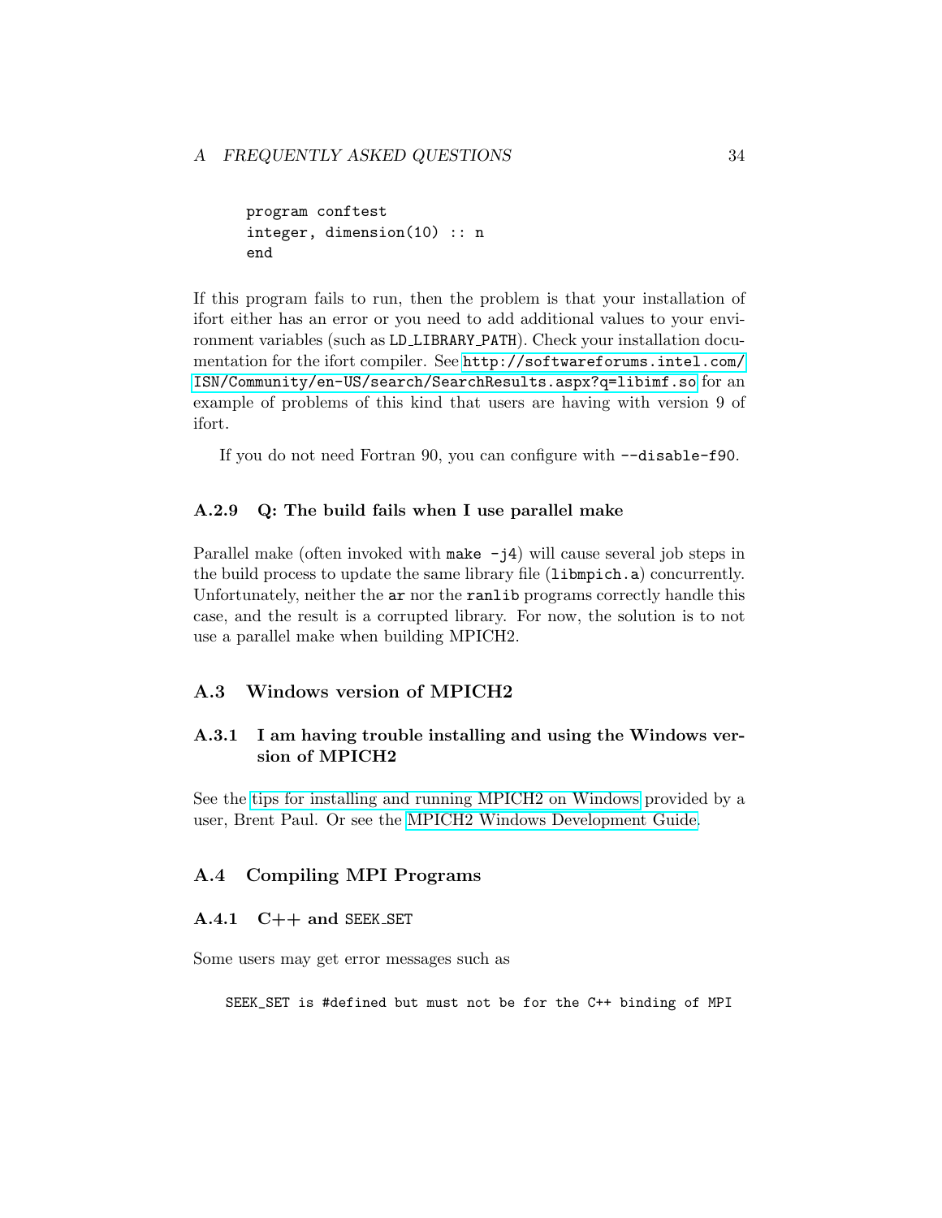```
program conftest
integer, dimension(10) :: n
end
```

If this program fails to run, then the problem is that your installation of ifort either has an error or you need to add additional values to your environment variables (such as `LD_LIBRARY_PATH`). Check your installation documentation for the ifort compiler. See http://softwareforums.intel.com/ISN/Community/en-US/search/SearchResults.aspx?q=libimf.so for an example of problems of this kind that users are having with version 9 of ifort.

If you do not need Fortran 90, you can configure with `--disable-f90`.

### A.2.9 Q: The build fails when I use parallel make

Parallel make (often invoked with `make -j4`) will cause several job steps in the build process to update the same library file (`libmpich.a`) concurrently. Unfortunately, neither the `ar` nor the `ranlib` programs correctly handle this case, and the result is a corrupted library. For now, the solution is to not use a parallel make when building MPICH2.

## A.3 Windows version of MPICH2

### A.3.1 I am having trouble installing and using the Windows version of MPICH2

See the tips for installing and running MPICH2 on Windows provided by a user, Brent Paul. Or see the MPICH2 Windows Development Guide.

## A.4 Compiling MPI Programs

### A.4.1 C++ and SEEK_SET

Some users may get error messages such as

```
SEEK_SET is #defined but must not be for the C++ binding of MPI
```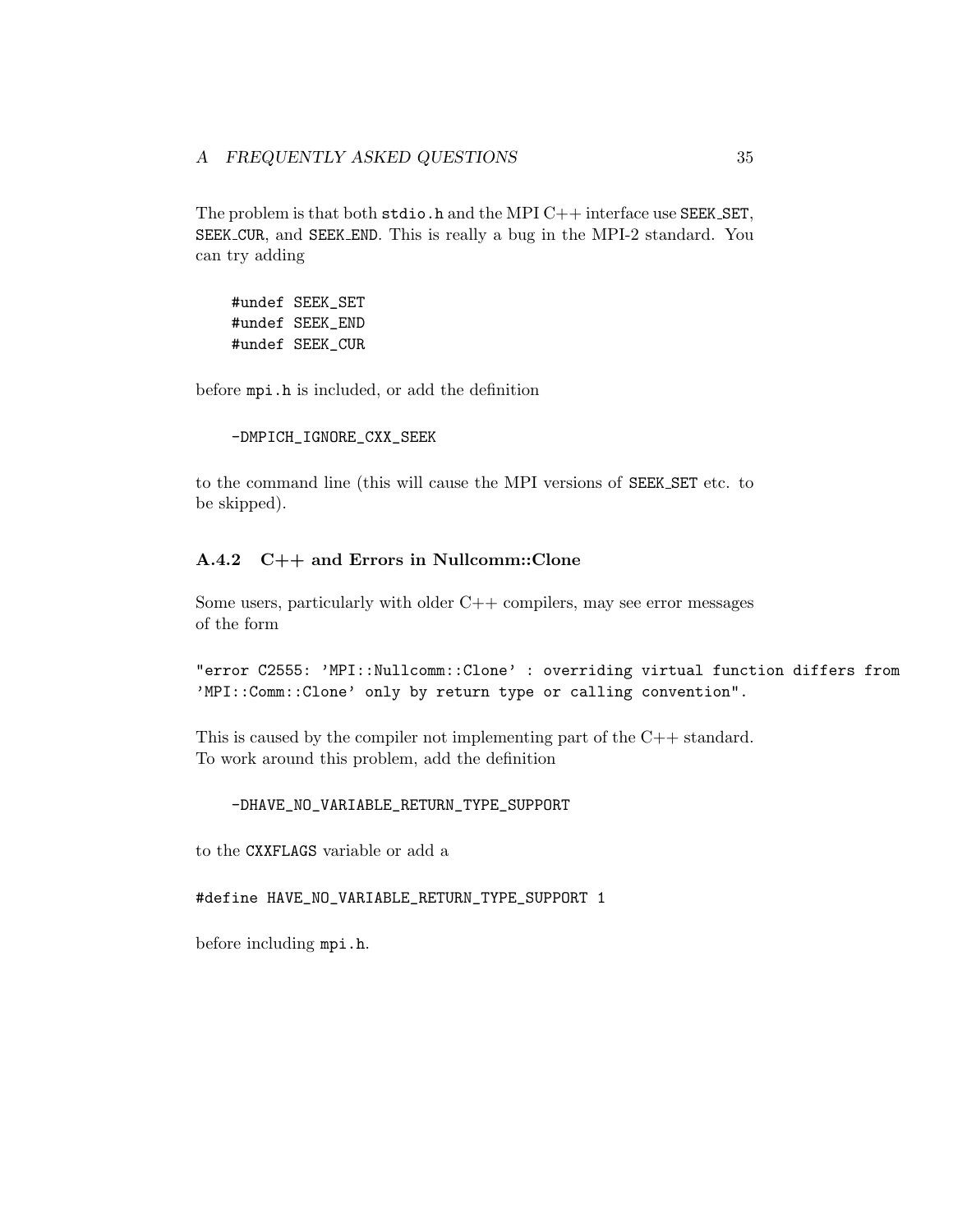The problem is that both `stdio.h` and the MPI C++ interface use `SEEK_SET`, `SEEK_CUR`, and `SEEK_END`. This is really a bug in the MPI-2 standard. You can try adding

```
#undef SEEK_SET
#undef SEEK_END
#undef SEEK_CUR
```

before `mpi.h` is included, or add the definition

```
-DMPICH_IGNORE_CXX_SEEK
```

to the command line (this will cause the MPI versions of `SEEK_SET` etc. to be skipped).

### A.4.2 C++ and Errors in Nullcomm::Clone

Some users, particularly with older C++ compilers, may see error messages of the form

```
"error C2555: 'MPI::Nullcomm::Clone' : overriding virtual function differs from
'MPI::Comm::Clone' only by return type or calling convention".
```

This is caused by the compiler not implementing part of the C++ standard. To work around this problem, add the definition

```
-DHAVE_NO_VARIABLE_RETURN_TYPE_SUPPORT
```

to the `CXXFLAGS` variable or add a

```
#define HAVE_NO_VARIABLE_RETURN_TYPE_SUPPORT 1
```

before including `mpi.h`.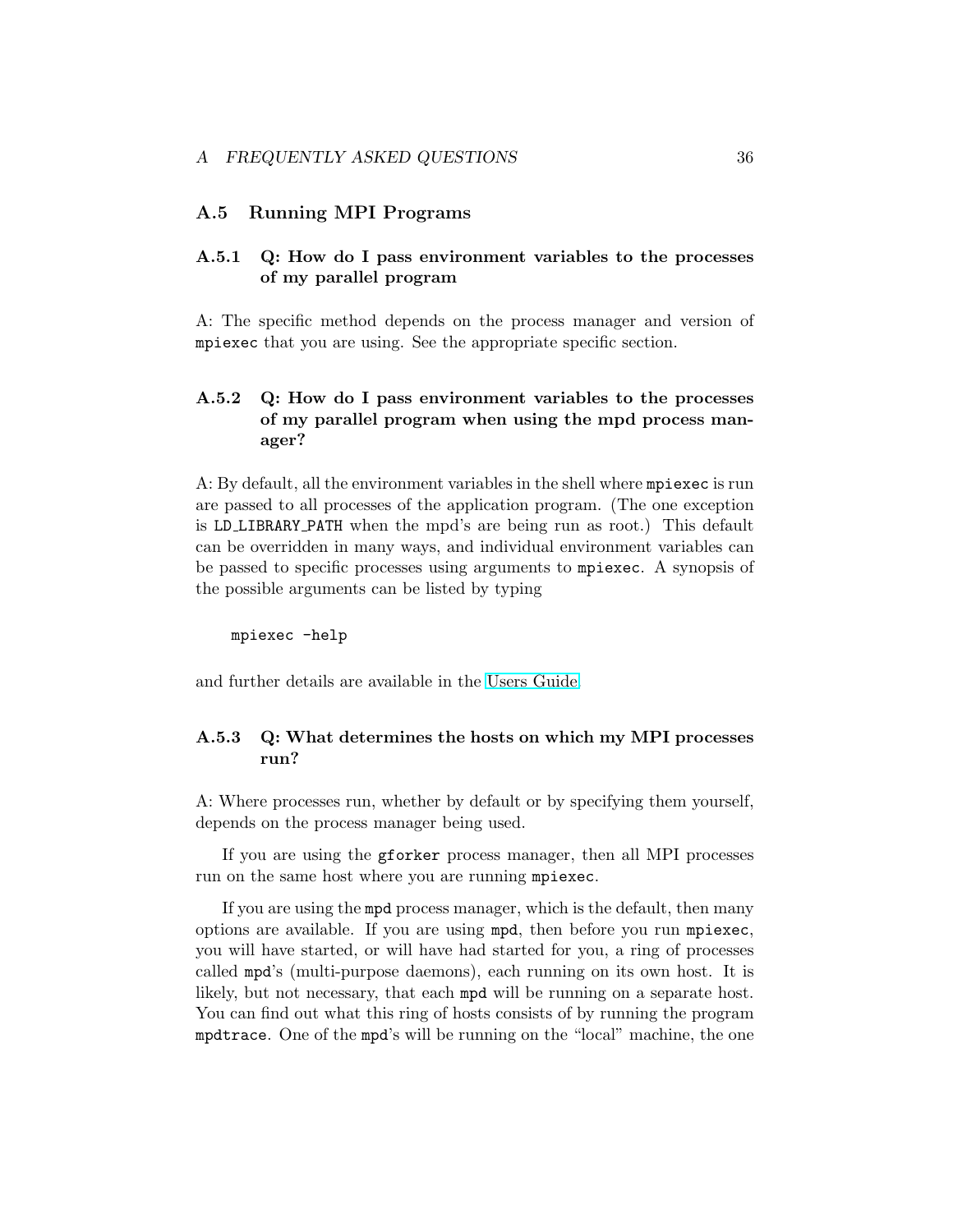## A.5 Running MPI Programs

### A.5.1 Q: How do I pass environment variables to the processes of my parallel program

A: The specific method depends on the process manager and version of `mpiexec` that you are using. See the appropriate specific section.

### A.5.2 Q: How do I pass environment variables to the processes of my parallel program when using the mpd process manager?

A: By default, all the environment variables in the shell where `mpiexec` is run are passed to all processes of the application program. (The one exception is `LD_LIBRARY_PATH` when the mpd's are being run as root.) This default can be overridden in many ways, and individual environment variables can be passed to specific processes using arguments to `mpiexec`. A synopsis of the possible arguments can be listed by typing

```
mpiexec -help
```

and further details are available in the Users Guide.

### A.5.3 Q: What determines the hosts on which my MPI processes run?

A: Where processes run, whether by default or by specifying them yourself, depends on the process manager being used.

If you are using the `gforker` process manager, then all MPI processes run on the same host where you are running `mpiexec`.

If you are using the `mpd` process manager, which is the default, then many options are available. If you are using `mpd`, then before you run `mpiexec`, you will have started, or will have had started for you, a ring of processes called `mpd`'s (multi-purpose daemons), each running on its own host. It is likely, but not necessary, that each `mpd` will be running on a separate host. You can find out what this ring of hosts consists of by running the program `mpdtrace`. One of the `mpd`'s will be running on the "local" machine, the one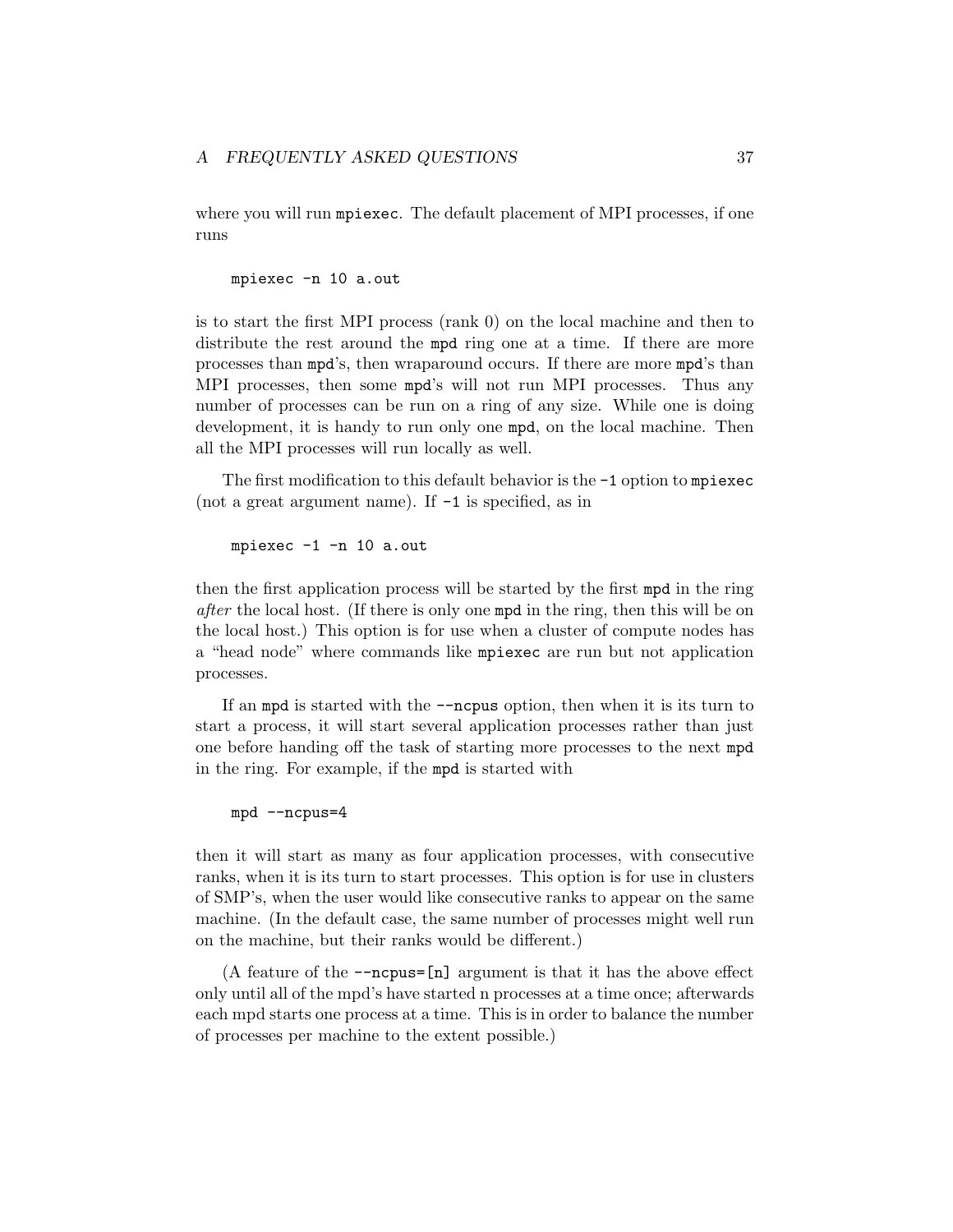where you will run `mpiexec`. The default placement of MPI processes, if one runs

```
mpiexec -n 10 a.out
```

is to start the first MPI process (rank 0) on the local machine and then to distribute the rest around the `mpd` ring one at a time. If there are more processes than `mpd`'s, then wraparound occurs. If there are more `mpd`'s than MPI processes, then some `mpd`'s will not run MPI processes. Thus any number of processes can be run on a ring of any size. While one is doing development, it is handy to run only one `mpd`, on the local machine. Then all the MPI processes will run locally as well.

The first modification to this default behavior is the `-1` option to `mpiexec` (not a great argument name). If `-1` is specified, as in

```
mpiexec -1 -n 10 a.out
```

then the first application process will be started by the first `mpd` in the ring *after* the local host. (If there is only one `mpd` in the ring, then this will be on the local host.) This option is for use when a cluster of compute nodes has a "head node" where commands like `mpiexec` are run but not application processes.

If an `mpd` is started with the `--ncpus` option, then when it is its turn to start a process, it will start several application processes rather than just one before handing off the task of starting more processes to the next `mpd` in the ring. For example, if the `mpd` is started with

```
mpd --ncpus=4
```

then it will start as many as four application processes, with consecutive ranks, when it is its turn to start processes. This option is for use in clusters of SMP's, when the user would like consecutive ranks to appear on the same machine. (In the default case, the same number of processes might well run on the machine, but their ranks would be different.)

(A feature of the `--ncpus=[n]` argument is that it has the above effect only until all of the mpd's have started n processes at a time once; afterwards each mpd starts one process at a time. This is in order to balance the number of processes per machine to the extent possible.)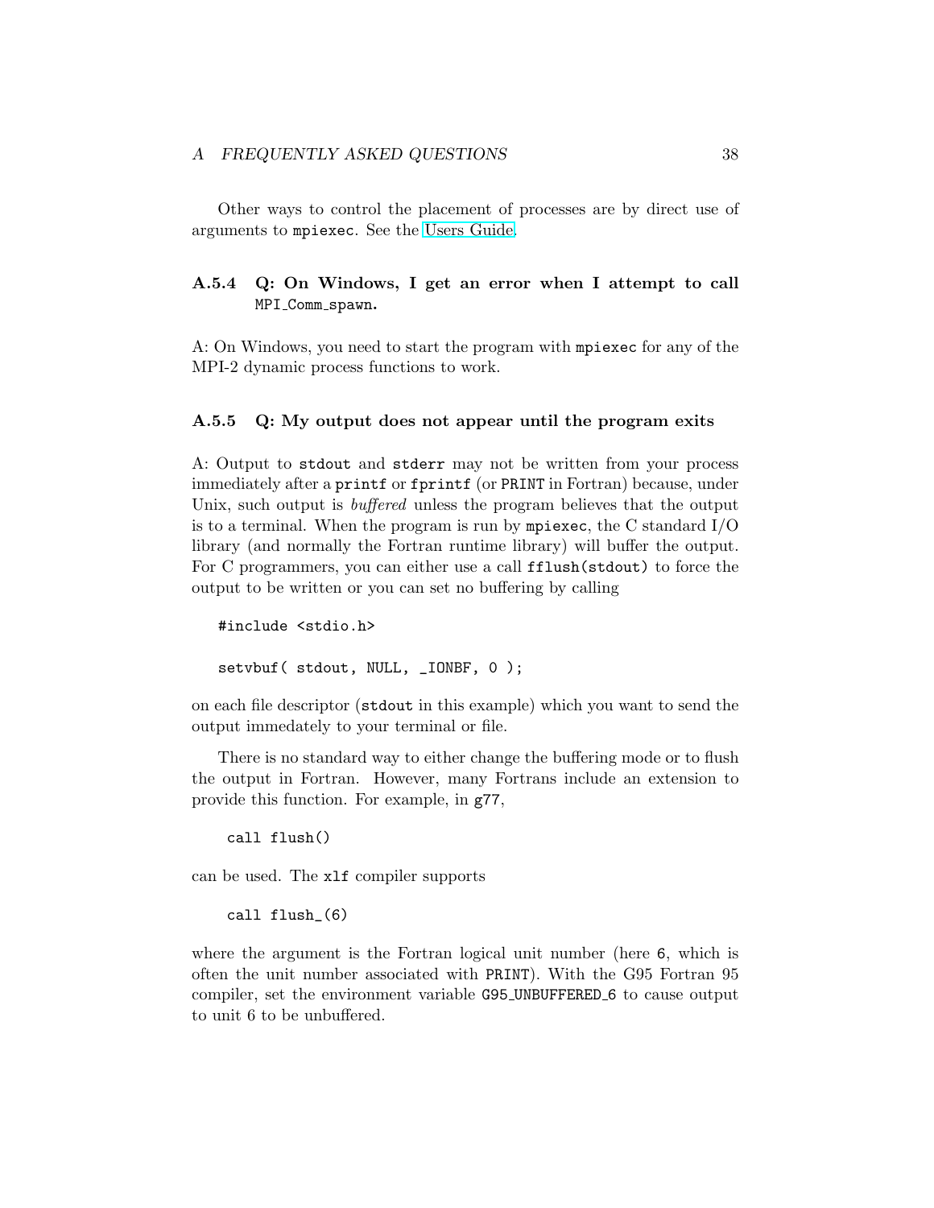Other ways to control the placement of processes are by direct use of arguments to `mpiexec`. See the Users Guide.

### A.5.4 Q: On Windows, I get an error when I attempt to call `MPI_Comm_spawn`.

A: On Windows, you need to start the program with `mpiexec` for any of the MPI-2 dynamic process functions to work.

### A.5.5 Q: My output does not appear until the program exits

A: Output to `stdout` and `stderr` may not be written from your process immediately after a `printf` or `fprintf` (or `PRINT` in Fortran) because, under Unix, such output is *buffered* unless the program believes that the output is to a terminal. When the program is run by `mpiexec`, the C standard I/O library (and normally the Fortran runtime library) will buffer the output. For C programmers, you can either use a call `fflush(stdout)` to force the output to be written or you can set no buffering by calling

```
#include <stdio.h>

setvbuf( stdout, NULL, _IONBF, 0 );
```

on each file descriptor (`stdout` in this example) which you want to send the output immedately to your terminal or file.

There is no standard way to either change the buffering mode or to flush the output in Fortran. However, many Fortrans include an extension to provide this function. For example, in `g77`,

```
call flush()
```

can be used. The `xlf` compiler supports

```
call flush_(6)
```

where the argument is the Fortran logical unit number (here `6`, which is often the unit number associated with `PRINT`). With the G95 Fortran 95 compiler, set the environment variable `G95_UNBUFFERED_6` to cause output to unit 6 to be unbuffered.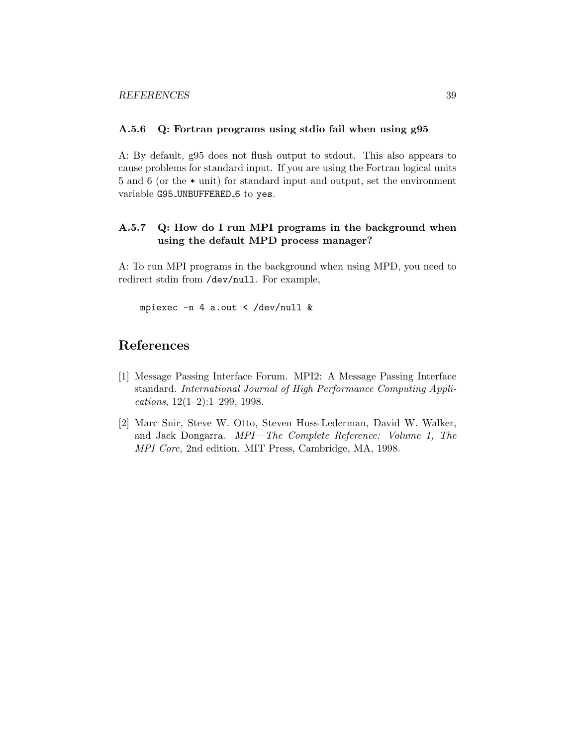### A.5.6 Q: Fortran programs using stdio fail when using g95

A: By default, g95 does not flush output to stdout. This also appears to cause problems for standard input. If you are using the Fortran logical units 5 and 6 (or the * unit) for standard input and output, set the environment variable `G95_UNBUFFERED_6` to `yes`.

### A.5.7 Q: How do I run MPI programs in the background when using the default MPD process manager?

A: To run MPI programs in the background when using MPD, you need to redirect stdin from `/dev/null`. For example,

```
mpiexec -n 4 a.out < /dev/null &
```

## References

[1] Message Passing Interface Forum. MPI2: A Message Passing Interface standard. *International Journal of High Performance Computing Applications*, 12(1–2):1–299, 1998.

[2] Marc Snir, Steve W. Otto, Steven Huss-Lederman, David W. Walker, and Jack Dongarra. *MPI—The Complete Reference: Volume 1, The MPI Core,* 2nd edition. MIT Press, Cambridge, MA, 1998.